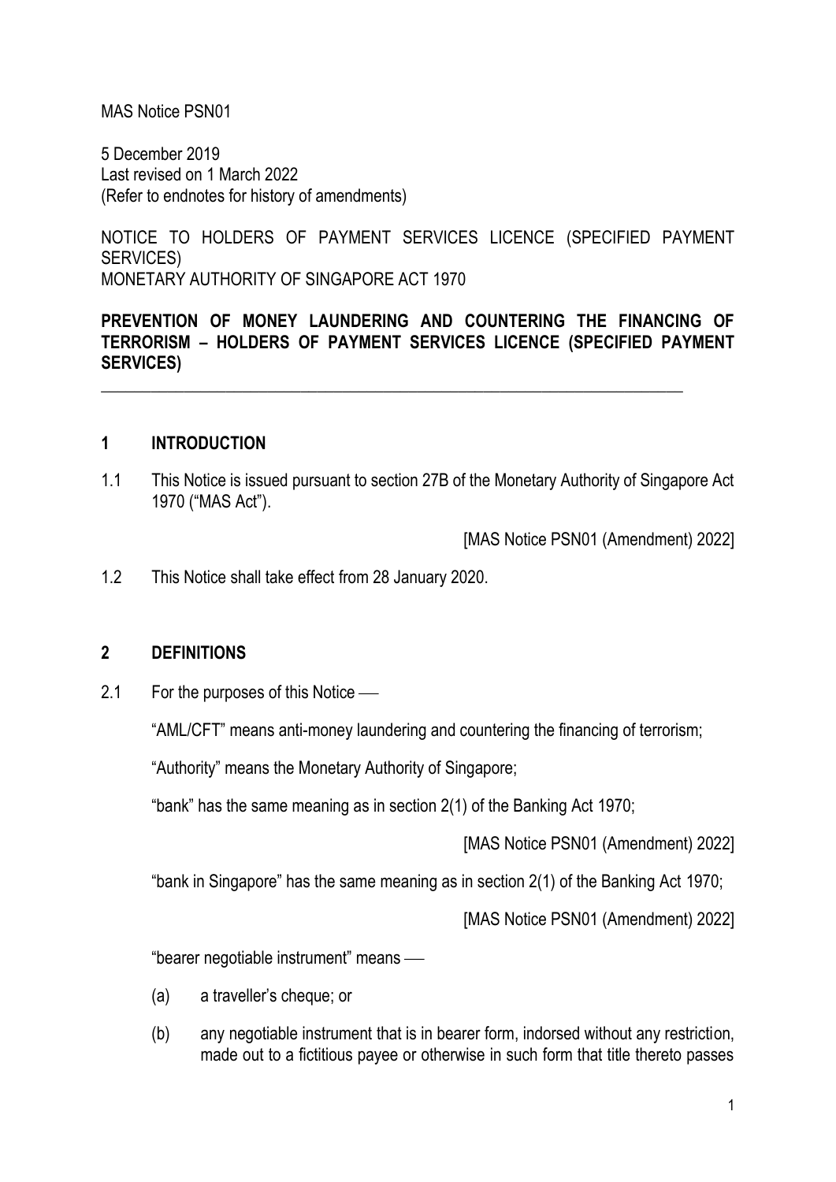MAS Notice PSN01

5 December 2019
Last revised on 1 March 2022
(Refer to endnotes for history of amendments)

NOTICE TO HOLDERS OF PAYMENT SERVICES LICENCE (SPECIFIED PAYMENT SERVICES)
MONETARY AUTHORITY OF SINGAPORE ACT 1970

**PREVENTION OF MONEY LAUNDERING AND COUNTERING THE FINANCING OF TERRORISM – HOLDERS OF PAYMENT SERVICES LICENCE (SPECIFIED PAYMENT SERVICES)**

---

## 1 INTRODUCTION

1.1 This Notice is issued pursuant to section 27B of the Monetary Authority of Singapore Act 1970 ("MAS Act").

[MAS Notice PSN01 (Amendment) 2022]

1.2 This Notice shall take effect from 28 January 2020.

## 2 DEFINITIONS

2.1 For the purposes of this Notice —

"AML/CFT" means anti-money laundering and countering the financing of terrorism;

"Authority" means the Monetary Authority of Singapore;

"bank" has the same meaning as in section 2(1) of the Banking Act 1970;

[MAS Notice PSN01 (Amendment) 2022]

"bank in Singapore" has the same meaning as in section 2(1) of the Banking Act 1970;

[MAS Notice PSN01 (Amendment) 2022]

"bearer negotiable instrument" means —

(a) a traveller's cheque; or

(b) any negotiable instrument that is in bearer form, indorsed without any restriction, made out to a fictitious payee or otherwise in such form that title thereto passes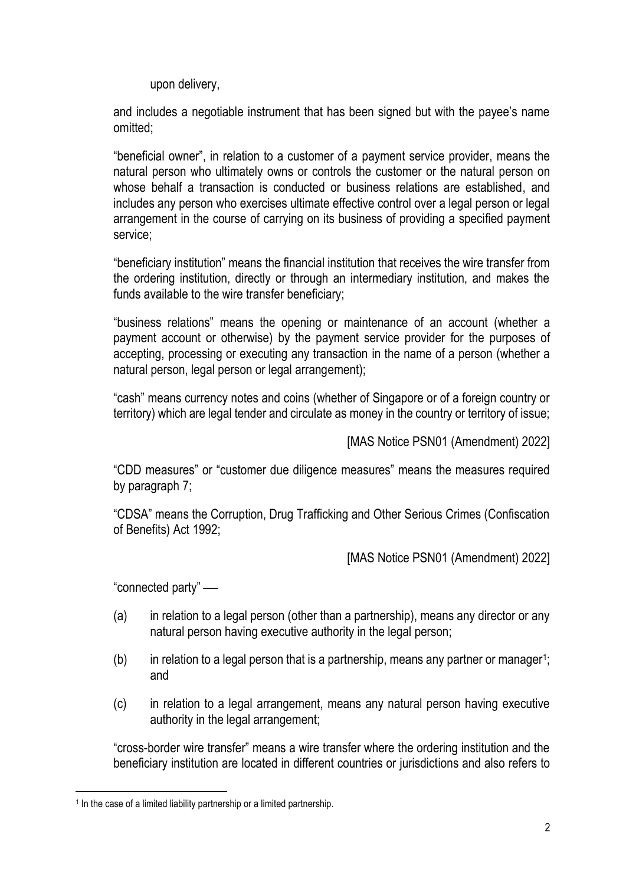upon delivery,

and includes a negotiable instrument that has been signed but with the payee's name omitted;

"beneficial owner", in relation to a customer of a payment service provider, means the natural person who ultimately owns or controls the customer or the natural person on whose behalf a transaction is conducted or business relations are established, and includes any person who exercises ultimate effective control over a legal person or legal arrangement in the course of carrying on its business of providing a specified payment service;

"beneficiary institution" means the financial institution that receives the wire transfer from the ordering institution, directly or through an intermediary institution, and makes the funds available to the wire transfer beneficiary;

"business relations" means the opening or maintenance of an account (whether a payment account or otherwise) by the payment service provider for the purposes of accepting, processing or executing any transaction in the name of a person (whether a natural person, legal person or legal arrangement);

"cash" means currency notes and coins (whether of Singapore or of a foreign country or territory) which are legal tender and circulate as money in the country or territory of issue;

[MAS Notice PSN01 (Amendment) 2022]

"CDD measures" or "customer due diligence measures" means the measures required by paragraph 7;

"CDSA" means the Corruption, Drug Trafficking and Other Serious Crimes (Confiscation of Benefits) Act 1992;

[MAS Notice PSN01 (Amendment) 2022]

"connected party" —

(a) in relation to a legal person (other than a partnership), means any director or any natural person having executive authority in the legal person;

(b) in relation to a legal person that is a partnership, means any partner or manager[1]; and

(c) in relation to a legal arrangement, means any natural person having executive authority in the legal arrangement;

"cross-border wire transfer" means a wire transfer where the ordering institution and the beneficiary institution are located in different countries or jurisdictions and also refers to

[1] In the case of a limited liability partnership or a limited partnership.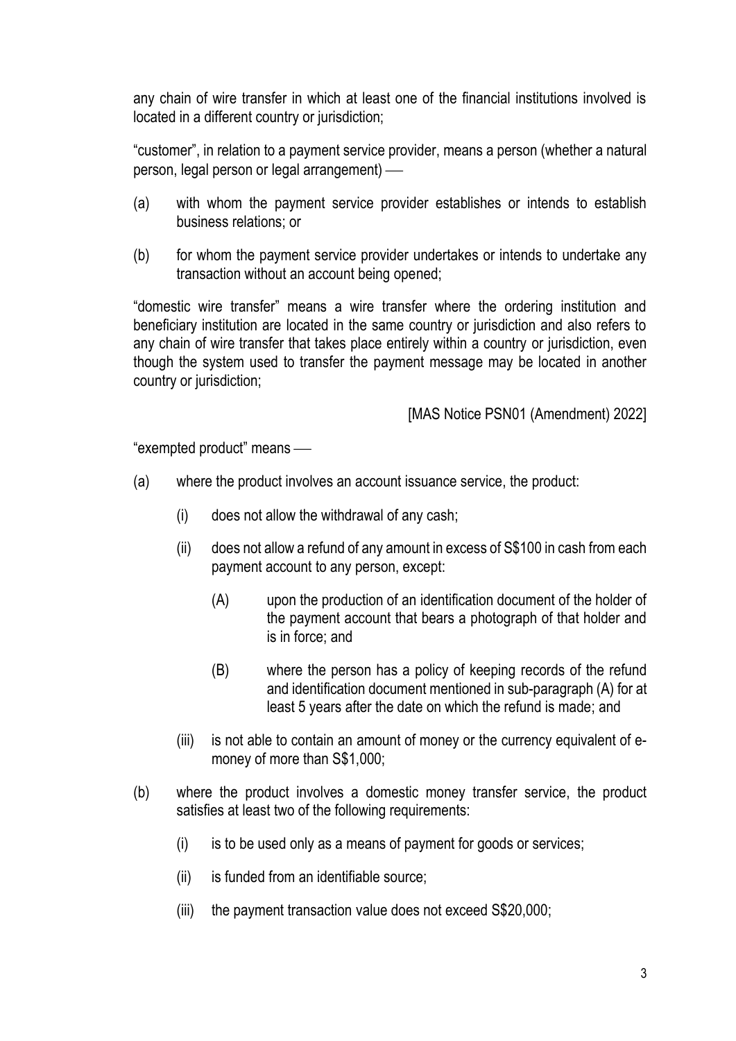any chain of wire transfer in which at least one of the financial institutions involved is located in a different country or jurisdiction;

"customer", in relation to a payment service provider, means a person (whether a natural person, legal person or legal arrangement) —

(a) with whom the payment service provider establishes or intends to establish business relations; or

(b) for whom the payment service provider undertakes or intends to undertake any transaction without an account being opened;

"domestic wire transfer" means a wire transfer where the ordering institution and beneficiary institution are located in the same country or jurisdiction and also refers to any chain of wire transfer that takes place entirely within a country or jurisdiction, even though the system used to transfer the payment message may be located in another country or jurisdiction;

[MAS Notice PSN01 (Amendment) 2022]

"exempted product" means —

(a) where the product involves an account issuance service, the product:

  (i) does not allow the withdrawal of any cash;

  (ii) does not allow a refund of any amount in excess of S$100 in cash from each payment account to any person, except:

    (A) upon the production of an identification document of the holder of the payment account that bears a photograph of that holder and is in force; and

    (B) where the person has a policy of keeping records of the refund and identification document mentioned in sub-paragraph (A) for at least 5 years after the date on which the refund is made; and

  (iii) is not able to contain an amount of money or the currency equivalent of e-money of more than S$1,000;

(b) where the product involves a domestic money transfer service, the product satisfies at least two of the following requirements:

  (i) is to be used only as a means of payment for goods or services;

  (ii) is funded from an identifiable source;

  (iii) the payment transaction value does not exceed S$20,000;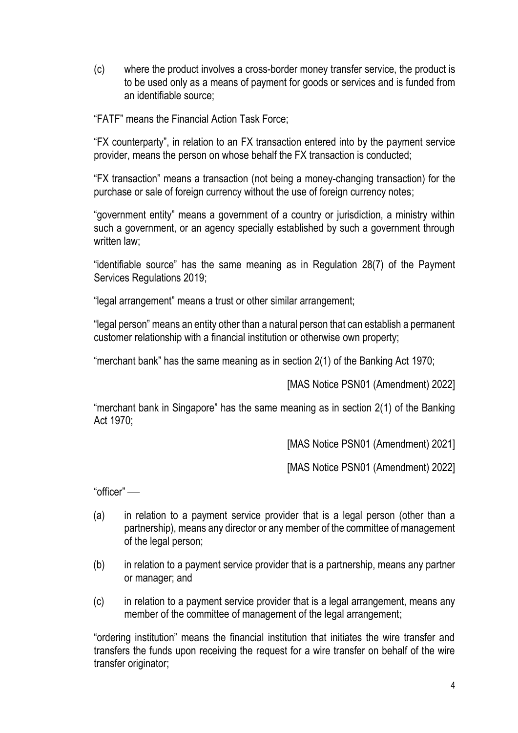(c) where the product involves a cross-border money transfer service, the product is to be used only as a means of payment for goods or services and is funded from an identifiable source;

"FATF" means the Financial Action Task Force;

"FX counterparty", in relation to an FX transaction entered into by the payment service provider, means the person on whose behalf the FX transaction is conducted;

"FX transaction" means a transaction (not being a money-changing transaction) for the purchase or sale of foreign currency without the use of foreign currency notes;

"government entity" means a government of a country or jurisdiction, a ministry within such a government, or an agency specially established by such a government through written law;

"identifiable source" has the same meaning as in Regulation 28(7) of the Payment Services Regulations 2019;

"legal arrangement" means a trust or other similar arrangement;

"legal person" means an entity other than a natural person that can establish a permanent customer relationship with a financial institution or otherwise own property;

"merchant bank" has the same meaning as in section 2(1) of the Banking Act 1970;

[MAS Notice PSN01 (Amendment) 2022]

"merchant bank in Singapore" has the same meaning as in section 2(1) of the Banking Act 1970;

[MAS Notice PSN01 (Amendment) 2021]

[MAS Notice PSN01 (Amendment) 2022]

"officer" —

(a) in relation to a payment service provider that is a legal person (other than a partnership), means any director or any member of the committee of management of the legal person;

(b) in relation to a payment service provider that is a partnership, means any partner or manager; and

(c) in relation to a payment service provider that is a legal arrangement, means any member of the committee of management of the legal arrangement;

"ordering institution" means the financial institution that initiates the wire transfer and transfers the funds upon receiving the request for a wire transfer on behalf of the wire transfer originator;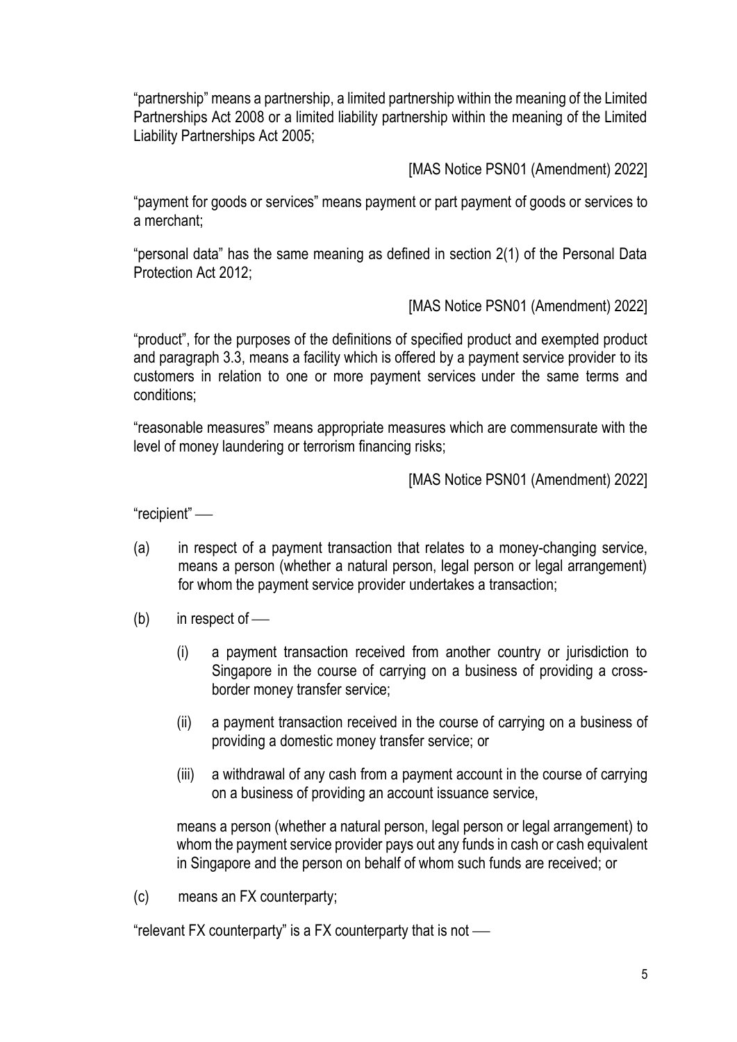"partnership" means a partnership, a limited partnership within the meaning of the Limited Partnerships Act 2008 or a limited liability partnership within the meaning of the Limited Liability Partnerships Act 2005;

[MAS Notice PSN01 (Amendment) 2022]

"payment for goods or services" means payment or part payment of goods or services to a merchant;

"personal data" has the same meaning as defined in section 2(1) of the Personal Data Protection Act 2012;

[MAS Notice PSN01 (Amendment) 2022]

"product", for the purposes of the definitions of specified product and exempted product and paragraph 3.3, means a facility which is offered by a payment service provider to its customers in relation to one or more payment services under the same terms and conditions;

"reasonable measures" means appropriate measures which are commensurate with the level of money laundering or terrorism financing risks;

[MAS Notice PSN01 (Amendment) 2022]

"recipient" ––

(a) in respect of a payment transaction that relates to a money-changing service, means a person (whether a natural person, legal person or legal arrangement) for whom the payment service provider undertakes a transaction;

(b) in respect of ––

   (i) a payment transaction received from another country or jurisdiction to Singapore in the course of carrying on a business of providing a cross-border money transfer service;

   (ii) a payment transaction received in the course of carrying on a business of providing a domestic money transfer service; or

   (iii) a withdrawal of any cash from a payment account in the course of carrying on a business of providing an account issuance service,

   means a person (whether a natural person, legal person or legal arrangement) to whom the payment service provider pays out any funds in cash or cash equivalent in Singapore and the person on behalf of whom such funds are received; or

(c) means an FX counterparty;

"relevant FX counterparty" is a FX counterparty that is not ––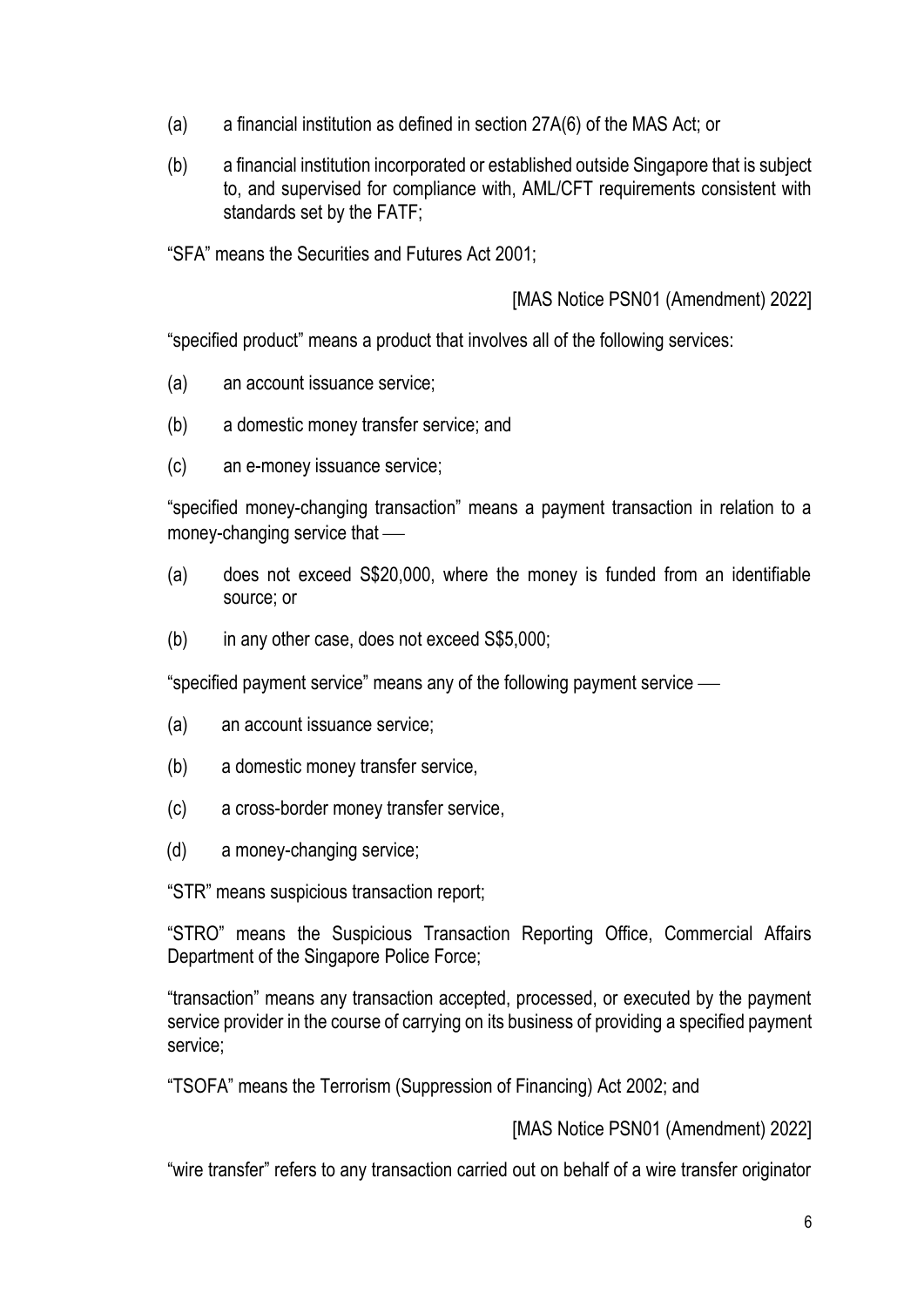(a) a financial institution as defined in section 27A(6) of the MAS Act; or

(b) a financial institution incorporated or established outside Singapore that is subject to, and supervised for compliance with, AML/CFT requirements consistent with standards set by the FATF;

"SFA" means the Securities and Futures Act 2001;

[MAS Notice PSN01 (Amendment) 2022]

"specified product" means a product that involves all of the following services:

(a) an account issuance service;

(b) a domestic money transfer service; and

(c) an e-money issuance service;

"specified money-changing transaction" means a payment transaction in relation to a money-changing service that ––

(a) does not exceed S$20,000, where the money is funded from an identifiable source; or

(b) in any other case, does not exceed S$5,000;

"specified payment service" means any of the following payment service ––

(a) an account issuance service;

(b) a domestic money transfer service,

(c) a cross-border money transfer service,

(d) a money-changing service;

"STR" means suspicious transaction report;

"STRO" means the Suspicious Transaction Reporting Office, Commercial Affairs Department of the Singapore Police Force;

"transaction" means any transaction accepted, processed, or executed by the payment service provider in the course of carrying on its business of providing a specified payment service;

"TSOFA" means the Terrorism (Suppression of Financing) Act 2002; and

[MAS Notice PSN01 (Amendment) 2022]

"wire transfer" refers to any transaction carried out on behalf of a wire transfer originator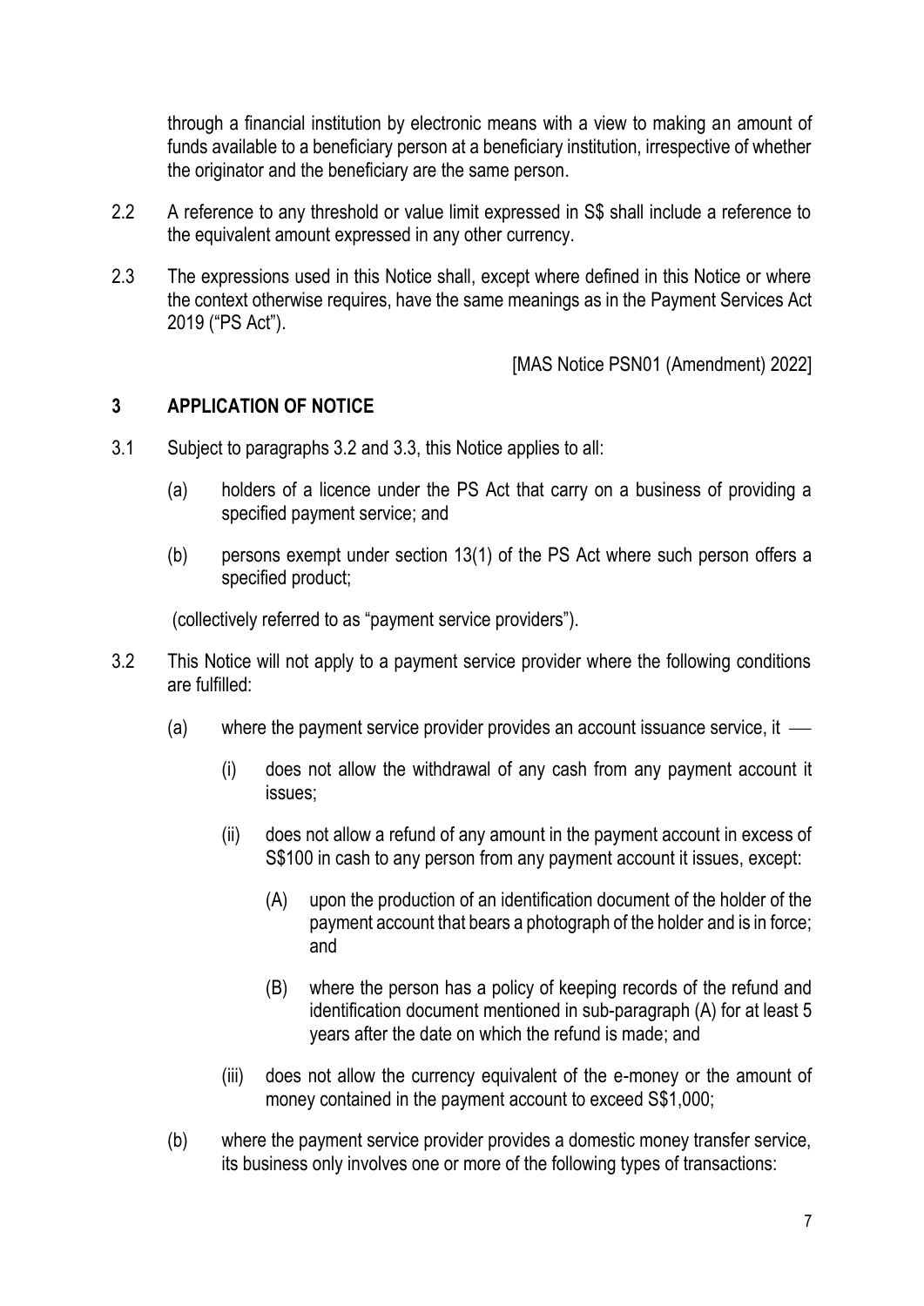through a financial institution by electronic means with a view to making an amount of funds available to a beneficiary person at a beneficiary institution, irrespective of whether the originator and the beneficiary are the same person.

2.2 A reference to any threshold or value limit expressed in S$ shall include a reference to the equivalent amount expressed in any other currency.

2.3 The expressions used in this Notice shall, except where defined in this Notice or where the context otherwise requires, have the same meanings as in the Payment Services Act 2019 ("PS Act").

[MAS Notice PSN01 (Amendment) 2022]

## 3 APPLICATION OF NOTICE

3.1 Subject to paragraphs 3.2 and 3.3, this Notice applies to all:

- (a) holders of a licence under the PS Act that carry on a business of providing a specified payment service; and
- (b) persons exempt under section 13(1) of the PS Act where such person offers a specified product;

(collectively referred to as "payment service providers").

3.2 This Notice will not apply to a payment service provider where the following conditions are fulfilled:

- (a) where the payment service provider provides an account issuance service, it —
  - (i) does not allow the withdrawal of any cash from any payment account it issues;
  - (ii) does not allow a refund of any amount in the payment account in excess of S$100 in cash to any person from any payment account it issues, except:
    - (A) upon the production of an identification document of the holder of the payment account that bears a photograph of the holder and is in force; and
    - (B) where the person has a policy of keeping records of the refund and identification document mentioned in sub-paragraph (A) for at least 5 years after the date on which the refund is made; and
  - (iii) does not allow the currency equivalent of the e-money or the amount of money contained in the payment account to exceed S$1,000;
- (b) where the payment service provider provides a domestic money transfer service, its business only involves one or more of the following types of transactions: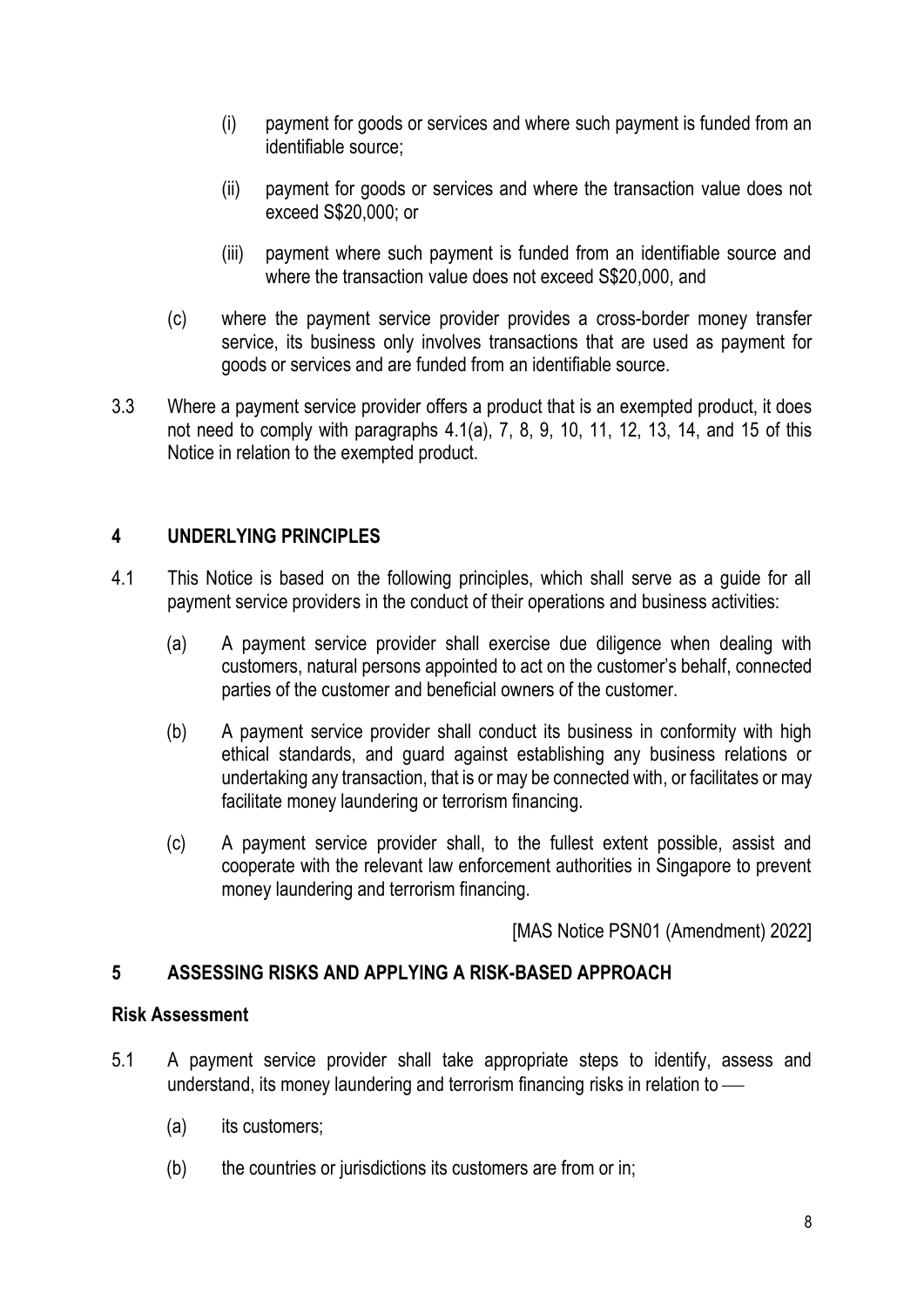(i) payment for goods or services and where such payment is funded from an identifiable source;

(ii) payment for goods or services and where the transaction value does not exceed S$20,000; or

(iii) payment where such payment is funded from an identifiable source and where the transaction value does not exceed S$20,000, and

(c) where the payment service provider provides a cross-border money transfer service, its business only involves transactions that are used as payment for goods or services and are funded from an identifiable source.

3.3 Where a payment service provider offers a product that is an exempted product, it does not need to comply with paragraphs 4.1(a), 7, 8, 9, 10, 11, 12, 13, 14, and 15 of this Notice in relation to the exempted product.

## 4 UNDERLYING PRINCIPLES

4.1 This Notice is based on the following principles, which shall serve as a guide for all payment service providers in the conduct of their operations and business activities:

(a) A payment service provider shall exercise due diligence when dealing with customers, natural persons appointed to act on the customer's behalf, connected parties of the customer and beneficial owners of the customer.

(b) A payment service provider shall conduct its business in conformity with high ethical standards, and guard against establishing any business relations or undertaking any transaction, that is or may be connected with, or facilitates or may facilitate money laundering or terrorism financing.

(c) A payment service provider shall, to the fullest extent possible, assist and cooperate with the relevant law enforcement authorities in Singapore to prevent money laundering and terrorism financing.

[MAS Notice PSN01 (Amendment) 2022]

## 5 ASSESSING RISKS AND APPLYING A RISK-BASED APPROACH

### Risk Assessment

5.1 A payment service provider shall take appropriate steps to identify, assess and understand, its money laundering and terrorism financing risks in relation to ––

(a) its customers;

(b) the countries or jurisdictions its customers are from or in;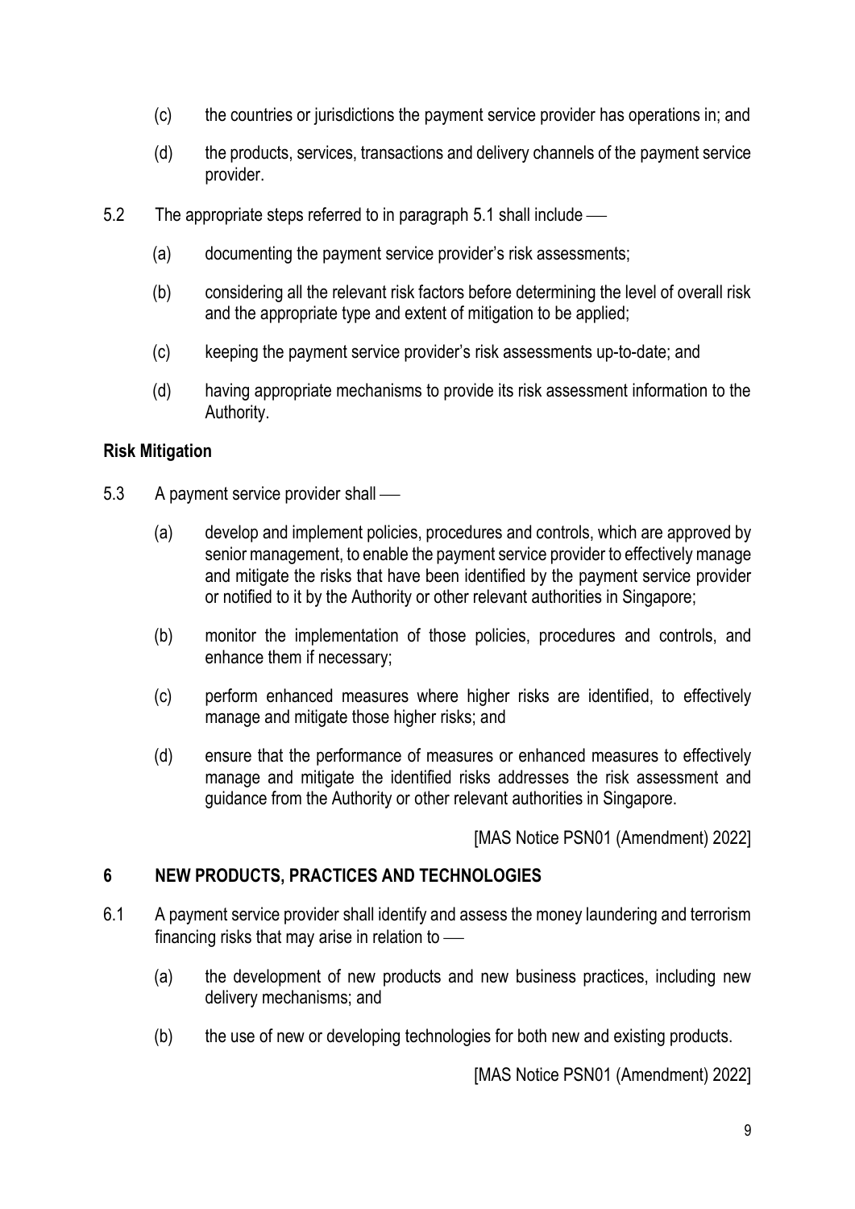(c) the countries or jurisdictions the payment service provider has operations in; and

(d) the products, services, transactions and delivery channels of the payment service provider.

5.2 The appropriate steps referred to in paragraph 5.1 shall include —

(a) documenting the payment service provider's risk assessments;

(b) considering all the relevant risk factors before determining the level of overall risk and the appropriate type and extent of mitigation to be applied;

(c) keeping the payment service provider's risk assessments up-to-date; and

(d) having appropriate mechanisms to provide its risk assessment information to the Authority.

**Risk Mitigation**

5.3 A payment service provider shall —

(a) develop and implement policies, procedures and controls, which are approved by senior management, to enable the payment service provider to effectively manage and mitigate the risks that have been identified by the payment service provider or notified to it by the Authority or other relevant authorities in Singapore;

(b) monitor the implementation of those policies, procedures and controls, and enhance them if necessary;

(c) perform enhanced measures where higher risks are identified, to effectively manage and mitigate those higher risks; and

(d) ensure that the performance of measures or enhanced measures to effectively manage and mitigate the identified risks addresses the risk assessment and guidance from the Authority or other relevant authorities in Singapore.

[MAS Notice PSN01 (Amendment) 2022]

## 6 NEW PRODUCTS, PRACTICES AND TECHNOLOGIES

6.1 A payment service provider shall identify and assess the money laundering and terrorism financing risks that may arise in relation to —

(a) the development of new products and new business practices, including new delivery mechanisms; and

(b) the use of new or developing technologies for both new and existing products.

[MAS Notice PSN01 (Amendment) 2022]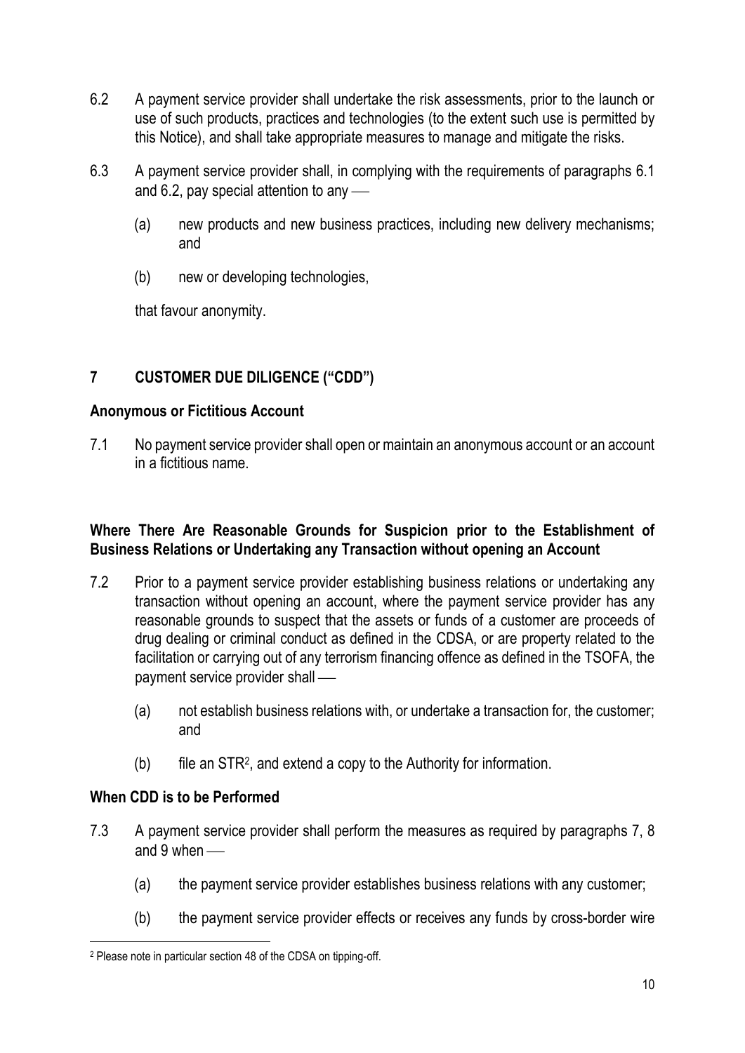6.2 A payment service provider shall undertake the risk assessments, prior to the launch or use of such products, practices and technologies (to the extent such use is permitted by this Notice), and shall take appropriate measures to manage and mitigate the risks.

6.3 A payment service provider shall, in complying with the requirements of paragraphs 6.1 and 6.2, pay special attention to any —

(a) new products and new business practices, including new delivery mechanisms; and

(b) new or developing technologies,

that favour anonymity.

## 7 CUSTOMER DUE DILIGENCE ("CDD")

### Anonymous or Fictitious Account

7.1 No payment service provider shall open or maintain an anonymous account or an account in a fictitious name.

### Where There Are Reasonable Grounds for Suspicion prior to the Establishment of Business Relations or Undertaking any Transaction without opening an Account

7.2 Prior to a payment service provider establishing business relations or undertaking any transaction without opening an account, where the payment service provider has any reasonable grounds to suspect that the assets or funds of a customer are proceeds of drug dealing or criminal conduct as defined in the CDSA, or are property related to the facilitation or carrying out of any terrorism financing offence as defined in the TSOFA, the payment service provider shall —

(a) not establish business relations with, or undertake a transaction for, the customer; and

(b) file an STR[2], and extend a copy to the Authority for information.

### When CDD is to be Performed

7.3 A payment service provider shall perform the measures as required by paragraphs 7, 8 and 9 when —

(a) the payment service provider establishes business relations with any customer;

(b) the payment service provider effects or receives any funds by cross-border wire

[2] Please note in particular section 48 of the CDSA on tipping-off.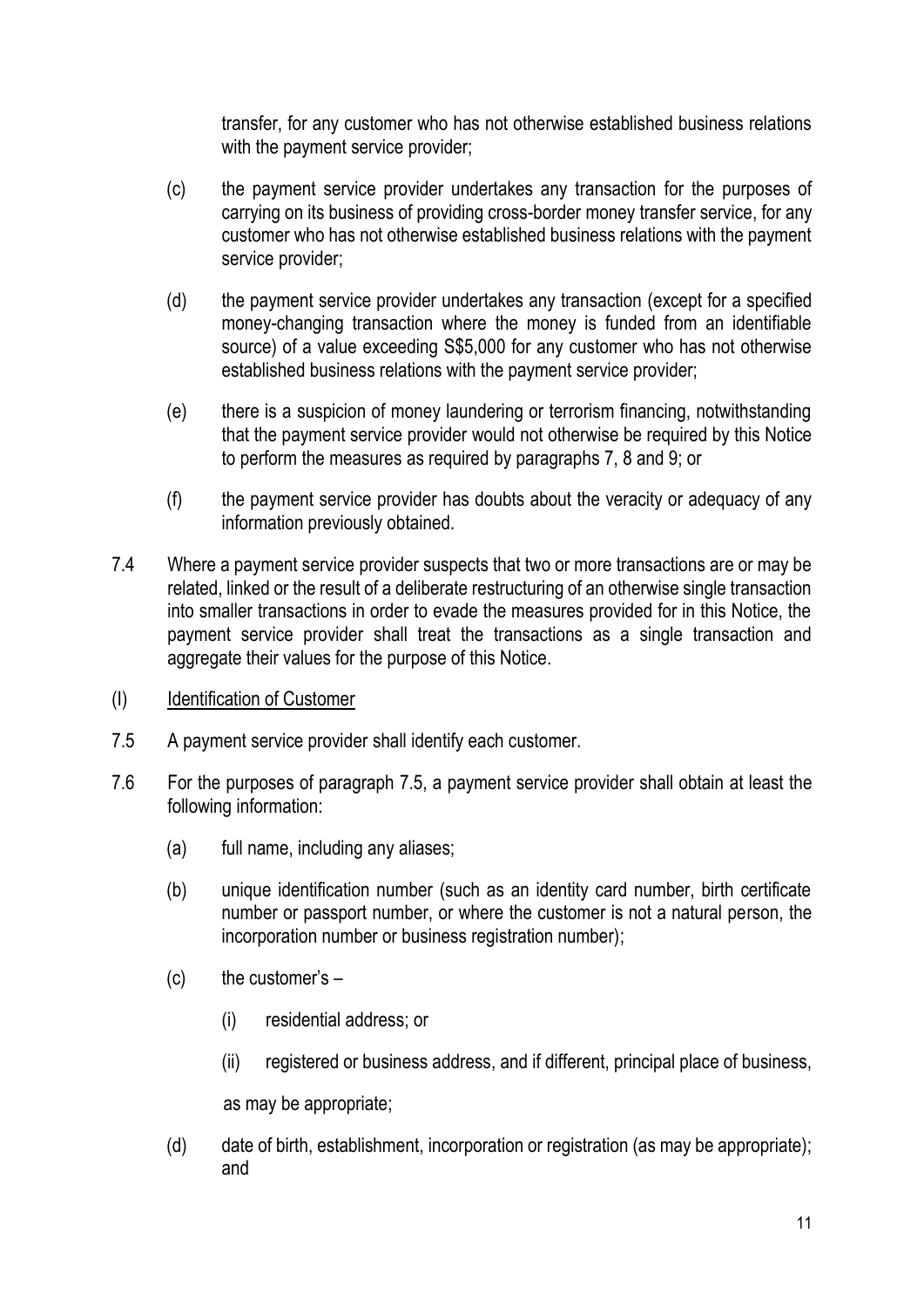transfer, for any customer who has not otherwise established business relations with the payment service provider;

(c) the payment service provider undertakes any transaction for the purposes of carrying on its business of providing cross-border money transfer service, for any customer who has not otherwise established business relations with the payment service provider;

(d) the payment service provider undertakes any transaction (except for a specified money-changing transaction where the money is funded from an identifiable source) of a value exceeding S$5,000 for any customer who has not otherwise established business relations with the payment service provider;

(e) there is a suspicion of money laundering or terrorism financing, notwithstanding that the payment service provider would not otherwise be required by this Notice to perform the measures as required by paragraphs 7, 8 and 9; or

(f) the payment service provider has doubts about the veracity or adequacy of any information previously obtained.

7.4 Where a payment service provider suspects that two or more transactions are or may be related, linked or the result of a deliberate restructuring of an otherwise single transaction into smaller transactions in order to evade the measures provided for in this Notice, the payment service provider shall treat the transactions as a single transaction and aggregate their values for the purpose of this Notice.

(I) <u>Identification of Customer</u>

7.5 A payment service provider shall identify each customer.

7.6 For the purposes of paragraph 7.5, a payment service provider shall obtain at least the following information:

(a) full name, including any aliases;

(b) unique identification number (such as an identity card number, birth certificate number or passport number, or where the customer is not a natural person, the incorporation number or business registration number);

(c) the customer's –

(i) residential address; or

(ii) registered or business address, and if different, principal place of business,

as may be appropriate;

(d) date of birth, establishment, incorporation or registration (as may be appropriate); and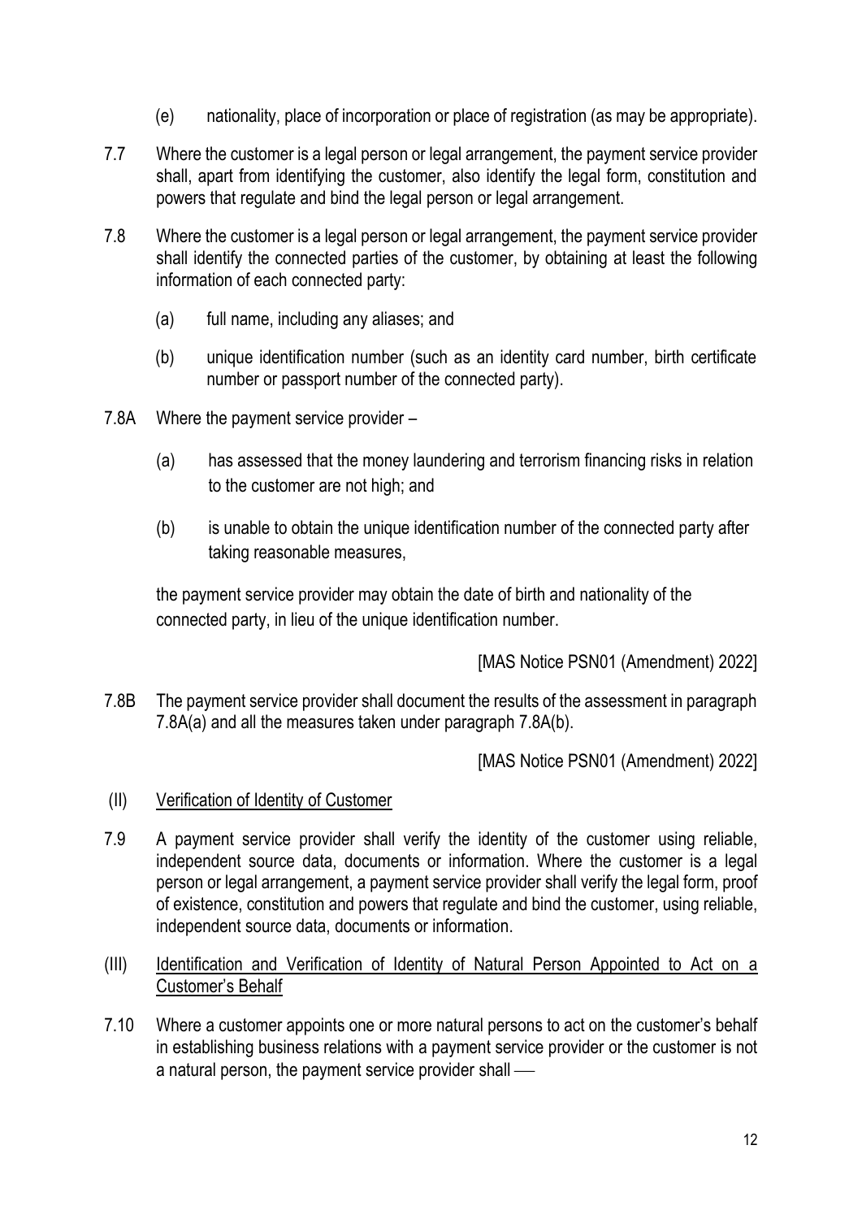(e) nationality, place of incorporation or place of registration (as may be appropriate).

7.7 Where the customer is a legal person or legal arrangement, the payment service provider shall, apart from identifying the customer, also identify the legal form, constitution and powers that regulate and bind the legal person or legal arrangement.

7.8 Where the customer is a legal person or legal arrangement, the payment service provider shall identify the connected parties of the customer, by obtaining at least the following information of each connected party:

(a) full name, including any aliases; and

(b) unique identification number (such as an identity card number, birth certificate number or passport number of the connected party).

7.8A Where the payment service provider –

(a) has assessed that the money laundering and terrorism financing risks in relation to the customer are not high; and

(b) is unable to obtain the unique identification number of the connected party after taking reasonable measures,

the payment service provider may obtain the date of birth and nationality of the connected party, in lieu of the unique identification number.

[MAS Notice PSN01 (Amendment) 2022]

7.8B The payment service provider shall document the results of the assessment in paragraph 7.8A(a) and all the measures taken under paragraph 7.8A(b).

[MAS Notice PSN01 (Amendment) 2022]

(II) Verification of Identity of Customer

7.9 A payment service provider shall verify the identity of the customer using reliable, independent source data, documents or information. Where the customer is a legal person or legal arrangement, a payment service provider shall verify the legal form, proof of existence, constitution and powers that regulate and bind the customer, using reliable, independent source data, documents or information.

(III) Identification and Verification of Identity of Natural Person Appointed to Act on a Customer's Behalf

7.10 Where a customer appoints one or more natural persons to act on the customer's behalf in establishing business relations with a payment service provider or the customer is not a natural person, the payment service provider shall ––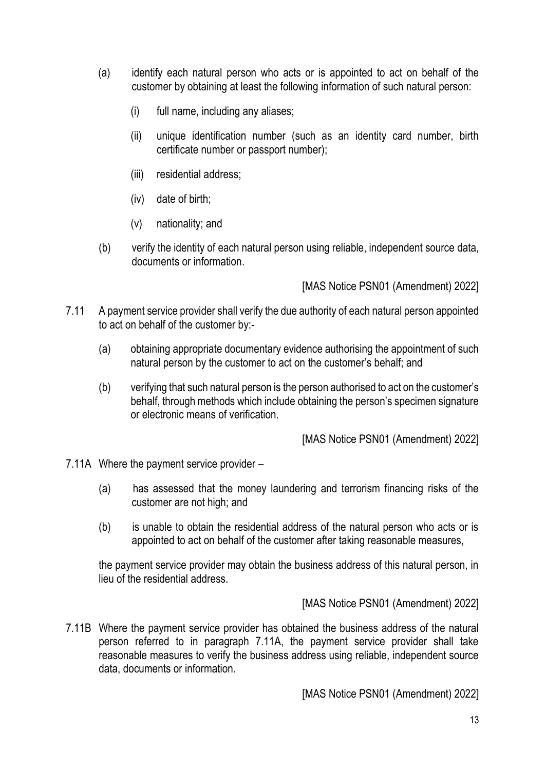(a) identify each natural person who acts or is appointed to act on behalf of the customer by obtaining at least the following information of such natural person:

   (i) full name, including any aliases;

   (ii) unique identification number (such as an identity card number, birth certificate number or passport number);

   (iii) residential address;

   (iv) date of birth;

   (v) nationality; and

(b) verify the identity of each natural person using reliable, independent source data, documents or information.

[MAS Notice PSN01 (Amendment) 2022]

7.11 A payment service provider shall verify the due authority of each natural person appointed to act on behalf of the customer by:-

(a) obtaining appropriate documentary evidence authorising the appointment of such natural person by the customer to act on the customer's behalf; and

(b) verifying that such natural person is the person authorised to act on the customer's behalf, through methods which include obtaining the person's specimen signature or electronic means of verification.

[MAS Notice PSN01 (Amendment) 2022]

7.11A Where the payment service provider –

(a) has assessed that the money laundering and terrorism financing risks of the customer are not high; and

(b) is unable to obtain the residential address of the natural person who acts or is appointed to act on behalf of the customer after taking reasonable measures,

the payment service provider may obtain the business address of this natural person, in lieu of the residential address.

[MAS Notice PSN01 (Amendment) 2022]

7.11B Where the payment service provider has obtained the business address of the natural person referred to in paragraph 7.11A, the payment service provider shall take reasonable measures to verify the business address using reliable, independent source data, documents or information.

[MAS Notice PSN01 (Amendment) 2022]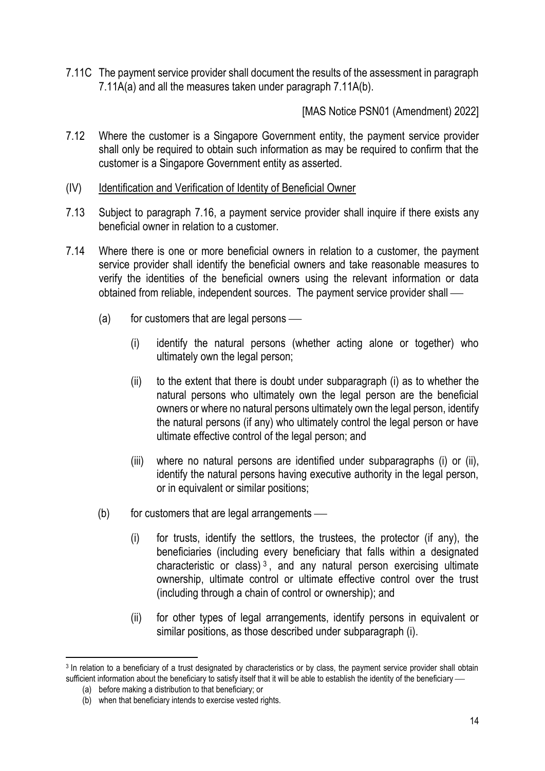7.11C The payment service provider shall document the results of the assessment in paragraph 7.11A(a) and all the measures taken under paragraph 7.11A(b).

[MAS Notice PSN01 (Amendment) 2022]

7.12 Where the customer is a Singapore Government entity, the payment service provider shall only be required to obtain such information as may be required to confirm that the customer is a Singapore Government entity as asserted.

(IV) Identification and Verification of Identity of Beneficial Owner

7.13 Subject to paragraph 7.16, a payment service provider shall inquire if there exists any beneficial owner in relation to a customer.

7.14 Where there is one or more beneficial owners in relation to a customer, the payment service provider shall identify the beneficial owners and take reasonable measures to verify the identities of the beneficial owners using the relevant information or data obtained from reliable, independent sources. The payment service provider shall —

(a) for customers that are legal persons —

(i) identify the natural persons (whether acting alone or together) who ultimately own the legal person;

(ii) to the extent that there is doubt under subparagraph (i) as to whether the natural persons who ultimately own the legal person are the beneficial owners or where no natural persons ultimately own the legal person, identify the natural persons (if any) who ultimately control the legal person or have ultimate effective control of the legal person; and

(iii) where no natural persons are identified under subparagraphs (i) or (ii), identify the natural persons having executive authority in the legal person, or in equivalent or similar positions;

(b) for customers that are legal arrangements —

(i) for trusts, identify the settlors, the trustees, the protector (if any), the beneficiaries (including every beneficiary that falls within a designated characteristic or class)[3], and any natural person exercising ultimate ownership, ultimate control or ultimate effective control over the trust (including through a chain of control or ownership); and

(ii) for other types of legal arrangements, identify persons in equivalent or similar positions, as those described under subparagraph (i).

---

[3] In relation to a beneficiary of a trust designated by characteristics or by class, the payment service provider shall obtain sufficient information about the beneficiary to satisfy itself that it will be able to establish the identity of the beneficiary —

(a) before making a distribution to that beneficiary; or

(b) when that beneficiary intends to exercise vested rights.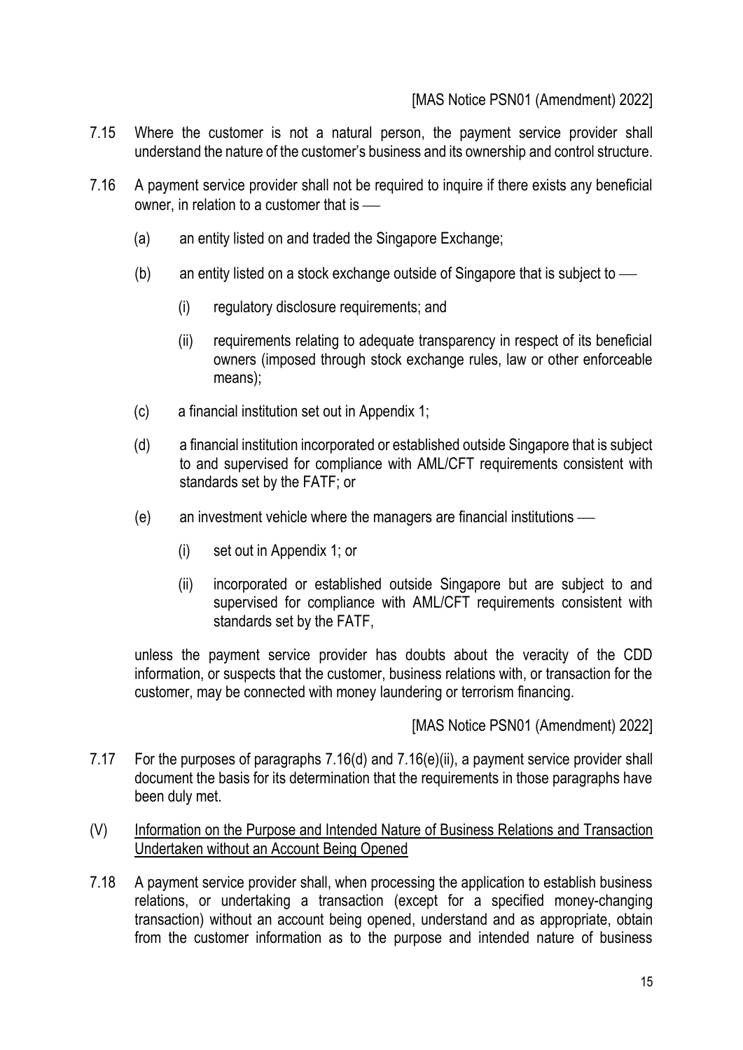[MAS Notice PSN01 (Amendment) 2022]

7.15 Where the customer is not a natural person, the payment service provider shall understand the nature of the customer's business and its ownership and control structure.

7.16 A payment service provider shall not be required to inquire if there exists any beneficial owner, in relation to a customer that is —

(a) an entity listed on and traded the Singapore Exchange;

(b) an entity listed on a stock exchange outside of Singapore that is subject to —

(i) regulatory disclosure requirements; and

(ii) requirements relating to adequate transparency in respect of its beneficial owners (imposed through stock exchange rules, law or other enforceable means);

(c) a financial institution set out in Appendix 1;

(d) a financial institution incorporated or established outside Singapore that is subject to and supervised for compliance with AML/CFT requirements consistent with standards set by the FATF; or

(e) an investment vehicle where the managers are financial institutions —

(i) set out in Appendix 1; or

(ii) incorporated or established outside Singapore but are subject to and supervised for compliance with AML/CFT requirements consistent with standards set by the FATF,

unless the payment service provider has doubts about the veracity of the CDD information, or suspects that the customer, business relations with, or transaction for the customer, may be connected with money laundering or terrorism financing.

[MAS Notice PSN01 (Amendment) 2022]

7.17 For the purposes of paragraphs 7.16(d) and 7.16(e)(ii), a payment service provider shall document the basis for its determination that the requirements in those paragraphs have been duly met.

(V) <u>Information on the Purpose and Intended Nature of Business Relations and Transaction Undertaken without an Account Being Opened</u>

7.18 A payment service provider shall, when processing the application to establish business relations, or undertaking a transaction (except for a specified money-changing transaction) without an account being opened, understand and as appropriate, obtain from the customer information as to the purpose and intended nature of business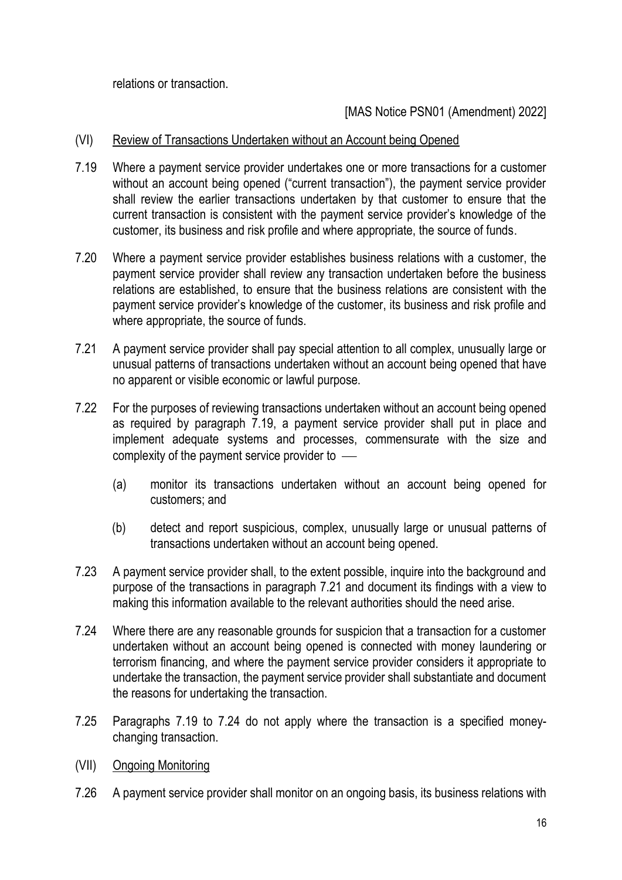relations or transaction.

[MAS Notice PSN01 (Amendment) 2022]

(VI) Review of Transactions Undertaken without an Account being Opened

7.19 Where a payment service provider undertakes one or more transactions for a customer without an account being opened ("current transaction"), the payment service provider shall review the earlier transactions undertaken by that customer to ensure that the current transaction is consistent with the payment service provider's knowledge of the customer, its business and risk profile and where appropriate, the source of funds.

7.20 Where a payment service provider establishes business relations with a customer, the payment service provider shall review any transaction undertaken before the business relations are established, to ensure that the business relations are consistent with the payment service provider's knowledge of the customer, its business and risk profile and where appropriate, the source of funds.

7.21 A payment service provider shall pay special attention to all complex, unusually large or unusual patterns of transactions undertaken without an account being opened that have no apparent or visible economic or lawful purpose.

7.22 For the purposes of reviewing transactions undertaken without an account being opened as required by paragraph 7.19, a payment service provider shall put in place and implement adequate systems and processes, commensurate with the size and complexity of the payment service provider to —

(a) monitor its transactions undertaken without an account being opened for customers; and

(b) detect and report suspicious, complex, unusually large or unusual patterns of transactions undertaken without an account being opened.

7.23 A payment service provider shall, to the extent possible, inquire into the background and purpose of the transactions in paragraph 7.21 and document its findings with a view to making this information available to the relevant authorities should the need arise.

7.24 Where there are any reasonable grounds for suspicion that a transaction for a customer undertaken without an account being opened is connected with money laundering or terrorism financing, and where the payment service provider considers it appropriate to undertake the transaction, the payment service provider shall substantiate and document the reasons for undertaking the transaction.

7.25 Paragraphs 7.19 to 7.24 do not apply where the transaction is a specified money-changing transaction.

(VII) Ongoing Monitoring

7.26 A payment service provider shall monitor on an ongoing basis, its business relations with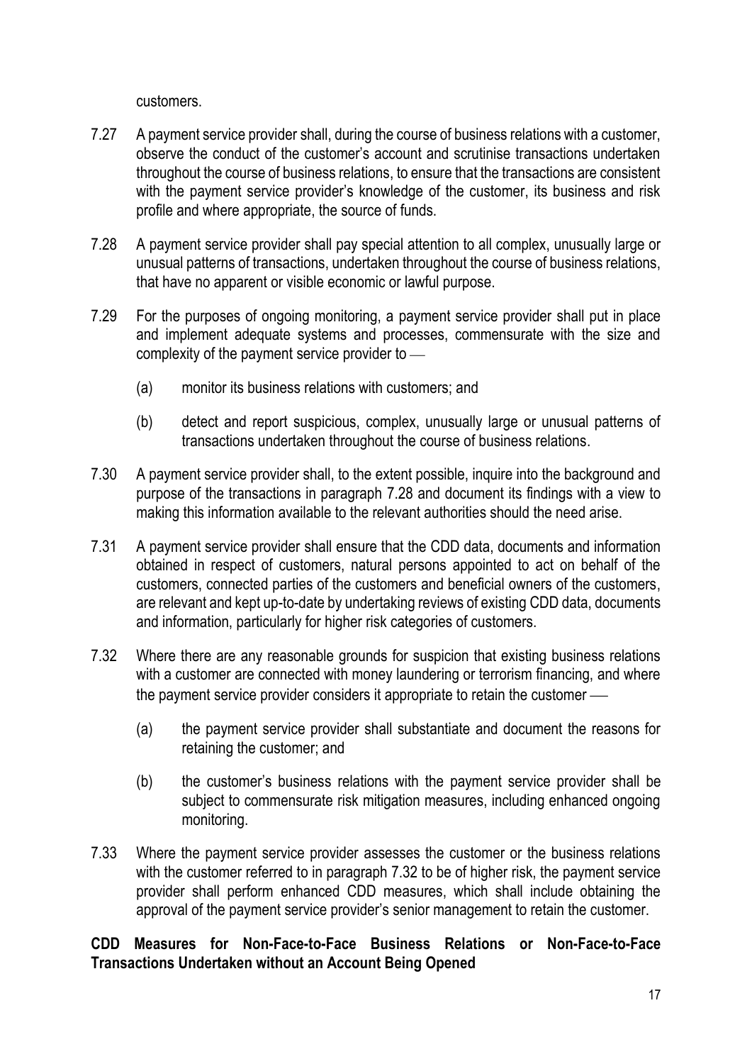customers.

7.27 A payment service provider shall, during the course of business relations with a customer, observe the conduct of the customer's account and scrutinise transactions undertaken throughout the course of business relations, to ensure that the transactions are consistent with the payment service provider's knowledge of the customer, its business and risk profile and where appropriate, the source of funds.

7.28 A payment service provider shall pay special attention to all complex, unusually large or unusual patterns of transactions, undertaken throughout the course of business relations, that have no apparent or visible economic or lawful purpose.

7.29 For the purposes of ongoing monitoring, a payment service provider shall put in place and implement adequate systems and processes, commensurate with the size and complexity of the payment service provider to —

(a) monitor its business relations with customers; and

(b) detect and report suspicious, complex, unusually large or unusual patterns of transactions undertaken throughout the course of business relations.

7.30 A payment service provider shall, to the extent possible, inquire into the background and purpose of the transactions in paragraph 7.28 and document its findings with a view to making this information available to the relevant authorities should the need arise.

7.31 A payment service provider shall ensure that the CDD data, documents and information obtained in respect of customers, natural persons appointed to act on behalf of the customers, connected parties of the customers and beneficial owners of the customers, are relevant and kept up-to-date by undertaking reviews of existing CDD data, documents and information, particularly for higher risk categories of customers.

7.32 Where there are any reasonable grounds for suspicion that existing business relations with a customer are connected with money laundering or terrorism financing, and where the payment service provider considers it appropriate to retain the customer —

(a) the payment service provider shall substantiate and document the reasons for retaining the customer; and

(b) the customer's business relations with the payment service provider shall be subject to commensurate risk mitigation measures, including enhanced ongoing monitoring.

7.33 Where the payment service provider assesses the customer or the business relations with the customer referred to in paragraph 7.32 to be of higher risk, the payment service provider shall perform enhanced CDD measures, which shall include obtaining the approval of the payment service provider's senior management to retain the customer.

**CDD Measures for Non-Face-to-Face Business Relations or Non-Face-to-Face Transactions Undertaken without an Account Being Opened**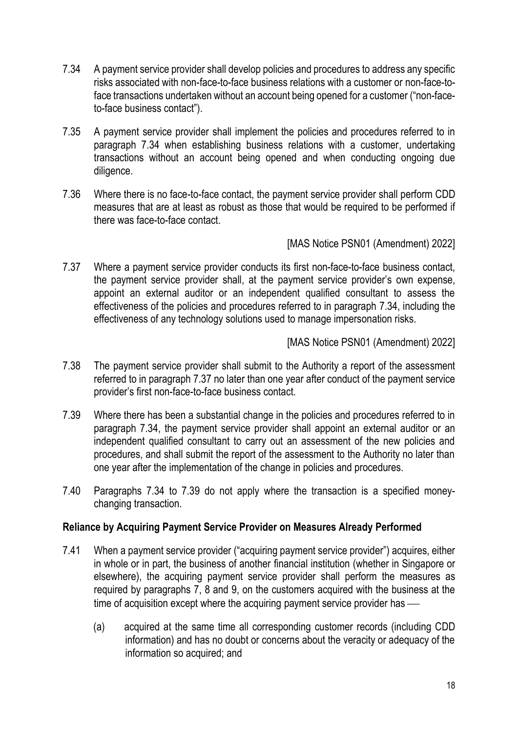7.34 A payment service provider shall develop policies and procedures to address any specific risks associated with non-face-to-face business relations with a customer or non-face-to-face transactions undertaken without an account being opened for a customer ("non-face-to-face business contact").

7.35 A payment service provider shall implement the policies and procedures referred to in paragraph 7.34 when establishing business relations with a customer, undertaking transactions without an account being opened and when conducting ongoing due diligence.

7.36 Where there is no face-to-face contact, the payment service provider shall perform CDD measures that are at least as robust as those that would be required to be performed if there was face-to-face contact.

[MAS Notice PSN01 (Amendment) 2022]

7.37 Where a payment service provider conducts its first non-face-to-face business contact, the payment service provider shall, at the payment service provider's own expense, appoint an external auditor or an independent qualified consultant to assess the effectiveness of the policies and procedures referred to in paragraph 7.34, including the effectiveness of any technology solutions used to manage impersonation risks.

[MAS Notice PSN01 (Amendment) 2022]

7.38 The payment service provider shall submit to the Authority a report of the assessment referred to in paragraph 7.37 no later than one year after conduct of the payment service provider's first non-face-to-face business contact.

7.39 Where there has been a substantial change in the policies and procedures referred to in paragraph 7.34, the payment service provider shall appoint an external auditor or an independent qualified consultant to carry out an assessment of the new policies and procedures, and shall submit the report of the assessment to the Authority no later than one year after the implementation of the change in policies and procedures.

7.40 Paragraphs 7.34 to 7.39 do not apply where the transaction is a specified money-changing transaction.

**Reliance by Acquiring Payment Service Provider on Measures Already Performed**

7.41 When a payment service provider ("acquiring payment service provider") acquires, either in whole or in part, the business of another financial institution (whether in Singapore or elsewhere), the acquiring payment service provider shall perform the measures as required by paragraphs 7, 8 and 9, on the customers acquired with the business at the time of acquisition except where the acquiring payment service provider has —

(a) acquired at the same time all corresponding customer records (including CDD information) and has no doubt or concerns about the veracity or adequacy of the information so acquired; and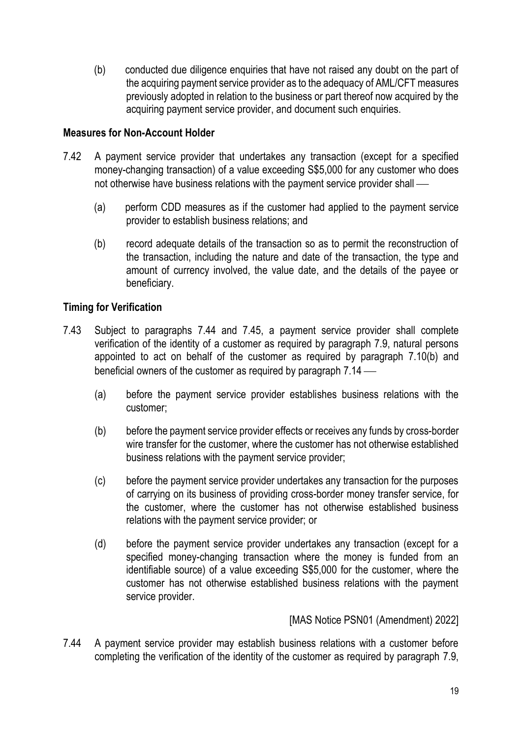(b) conducted due diligence enquiries that have not raised any doubt on the part of the acquiring payment service provider as to the adequacy of AML/CFT measures previously adopted in relation to the business or part thereof now acquired by the acquiring payment service provider, and document such enquiries.

**Measures for Non-Account Holder**

7.42 A payment service provider that undertakes any transaction (except for a specified money-changing transaction) of a value exceeding S$5,000 for any customer who does not otherwise have business relations with the payment service provider shall —

(a) perform CDD measures as if the customer had applied to the payment service provider to establish business relations; and

(b) record adequate details of the transaction so as to permit the reconstruction of the transaction, including the nature and date of the transaction, the type and amount of currency involved, the value date, and the details of the payee or beneficiary.

**Timing for Verification**

7.43 Subject to paragraphs 7.44 and 7.45, a payment service provider shall complete verification of the identity of a customer as required by paragraph 7.9, natural persons appointed to act on behalf of the customer as required by paragraph 7.10(b) and beneficial owners of the customer as required by paragraph 7.14 —

(a) before the payment service provider establishes business relations with the customer;

(b) before the payment service provider effects or receives any funds by cross-border wire transfer for the customer, where the customer has not otherwise established business relations with the payment service provider;

(c) before the payment service provider undertakes any transaction for the purposes of carrying on its business of providing cross-border money transfer service, for the customer, where the customer has not otherwise established business relations with the payment service provider; or

(d) before the payment service provider undertakes any transaction (except for a specified money-changing transaction where the money is funded from an identifiable source) of a value exceeding S$5,000 for the customer, where the customer has not otherwise established business relations with the payment service provider.

[MAS Notice PSN01 (Amendment) 2022]

7.44 A payment service provider may establish business relations with a customer before completing the verification of the identity of the customer as required by paragraph 7.9,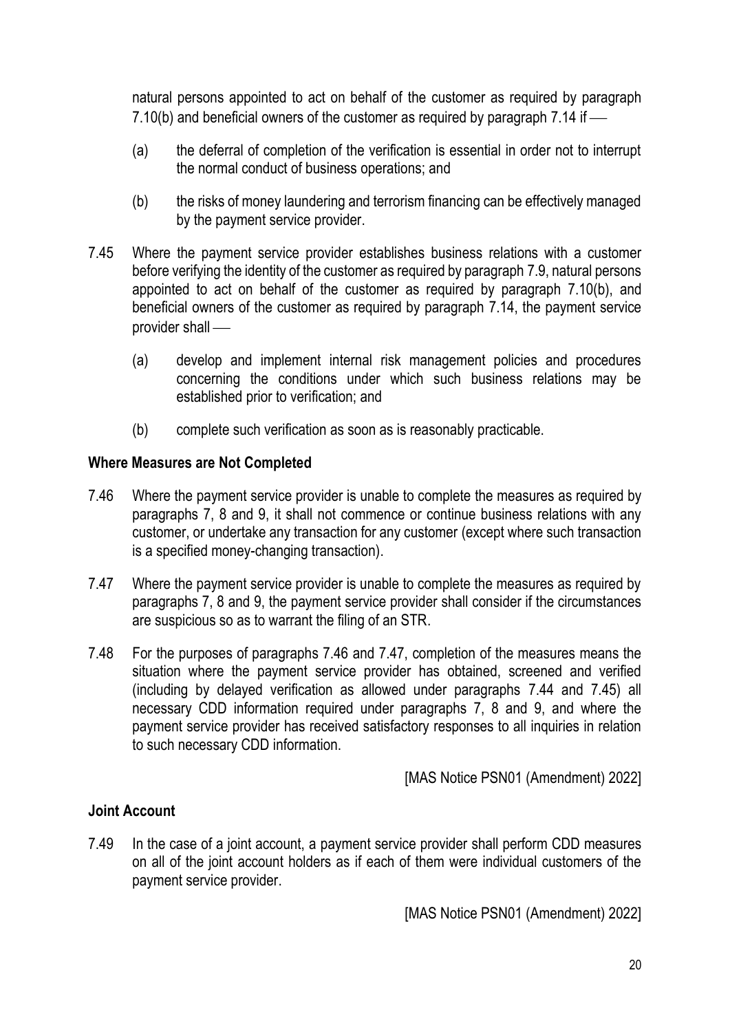natural persons appointed to act on behalf of the customer as required by paragraph 7.10(b) and beneficial owners of the customer as required by paragraph 7.14 if ──

(a) the deferral of completion of the verification is essential in order not to interrupt the normal conduct of business operations; and

(b) the risks of money laundering and terrorism financing can be effectively managed by the payment service provider.

7.45 Where the payment service provider establishes business relations with a customer before verifying the identity of the customer as required by paragraph 7.9, natural persons appointed to act on behalf of the customer as required by paragraph 7.10(b), and beneficial owners of the customer as required by paragraph 7.14, the payment service provider shall ──

(a) develop and implement internal risk management policies and procedures concerning the conditions under which such business relations may be established prior to verification; and

(b) complete such verification as soon as is reasonably practicable.

**Where Measures are Not Completed**

7.46 Where the payment service provider is unable to complete the measures as required by paragraphs 7, 8 and 9, it shall not commence or continue business relations with any customer, or undertake any transaction for any customer (except where such transaction is a specified money-changing transaction).

7.47 Where the payment service provider is unable to complete the measures as required by paragraphs 7, 8 and 9, the payment service provider shall consider if the circumstances are suspicious so as to warrant the filing of an STR.

7.48 For the purposes of paragraphs 7.46 and 7.47, completion of the measures means the situation where the payment service provider has obtained, screened and verified (including by delayed verification as allowed under paragraphs 7.44 and 7.45) all necessary CDD information required under paragraphs 7, 8 and 9, and where the payment service provider has received satisfactory responses to all inquiries in relation to such necessary CDD information.

[MAS Notice PSN01 (Amendment) 2022]

**Joint Account**

7.49 In the case of a joint account, a payment service provider shall perform CDD measures on all of the joint account holders as if each of them were individual customers of the payment service provider.

[MAS Notice PSN01 (Amendment) 2022]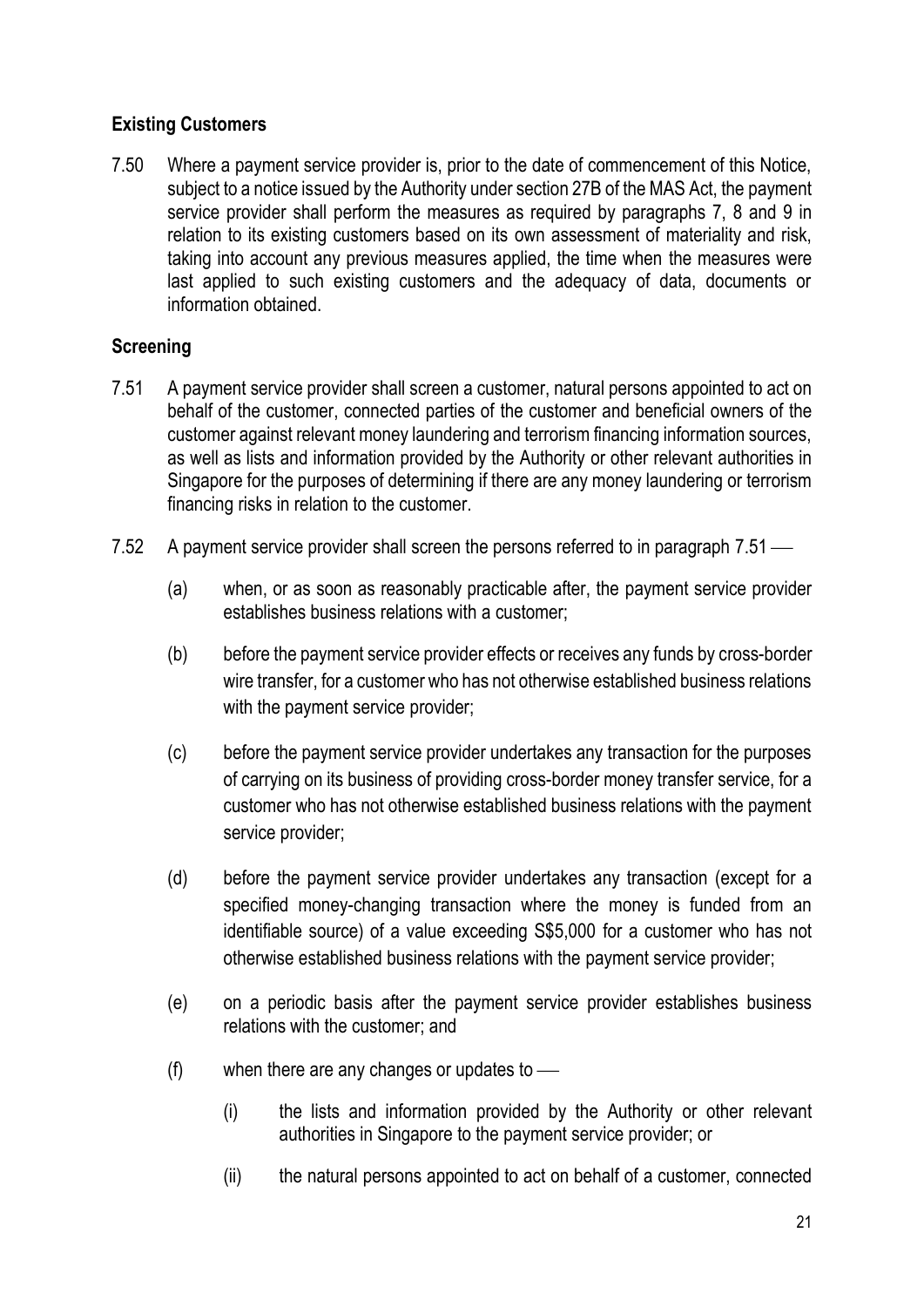**Existing Customers**

7.50 Where a payment service provider is, prior to the date of commencement of this Notice, subject to a notice issued by the Authority under section 27B of the MAS Act, the payment service provider shall perform the measures as required by paragraphs 7, 8 and 9 in relation to its existing customers based on its own assessment of materiality and risk, taking into account any previous measures applied, the time when the measures were last applied to such existing customers and the adequacy of data, documents or information obtained.

**Screening**

7.51 A payment service provider shall screen a customer, natural persons appointed to act on behalf of the customer, connected parties of the customer and beneficial owners of the customer against relevant money laundering and terrorism financing information sources, as well as lists and information provided by the Authority or other relevant authorities in Singapore for the purposes of determining if there are any money laundering or terrorism financing risks in relation to the customer.

7.52 A payment service provider shall screen the persons referred to in paragraph 7.51 —

(a) when, or as soon as reasonably practicable after, the payment service provider establishes business relations with a customer;

(b) before the payment service provider effects or receives any funds by cross-border wire transfer, for a customer who has not otherwise established business relations with the payment service provider;

(c) before the payment service provider undertakes any transaction for the purposes of carrying on its business of providing cross-border money transfer service, for a customer who has not otherwise established business relations with the payment service provider;

(d) before the payment service provider undertakes any transaction (except for a specified money-changing transaction where the money is funded from an identifiable source) of a value exceeding S$5,000 for a customer who has not otherwise established business relations with the payment service provider;

(e) on a periodic basis after the payment service provider establishes business relations with the customer; and

(f) when there are any changes or updates to —

(i) the lists and information provided by the Authority or other relevant authorities in Singapore to the payment service provider; or

(ii) the natural persons appointed to act on behalf of a customer, connected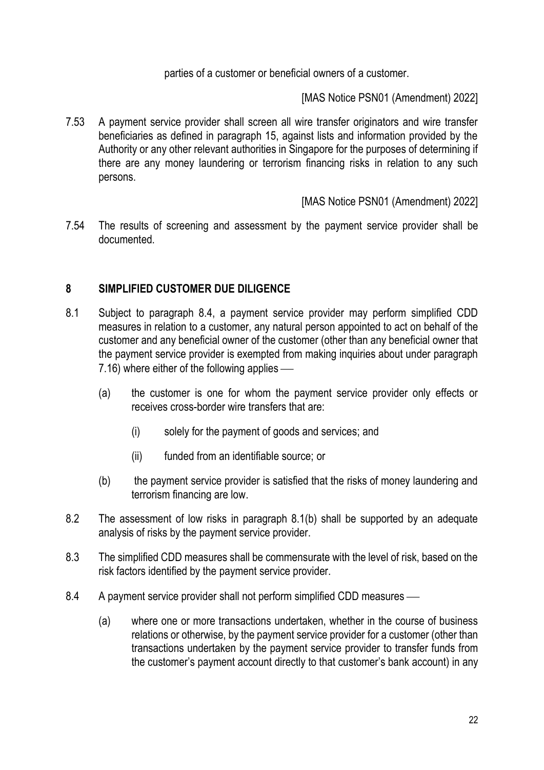parties of a customer or beneficial owners of a customer.

[MAS Notice PSN01 (Amendment) 2022]

7.53 A payment service provider shall screen all wire transfer originators and wire transfer beneficiaries as defined in paragraph 15, against lists and information provided by the Authority or any other relevant authorities in Singapore for the purposes of determining if there are any money laundering or terrorism financing risks in relation to any such persons.

[MAS Notice PSN01 (Amendment) 2022]

7.54 The results of screening and assessment by the payment service provider shall be documented.

## 8 SIMPLIFIED CUSTOMER DUE DILIGENCE

8.1 Subject to paragraph 8.4, a payment service provider may perform simplified CDD measures in relation to a customer, any natural person appointed to act on behalf of the customer and any beneficial owner of the customer (other than any beneficial owner that the payment service provider is exempted from making inquiries about under paragraph 7.16) where either of the following applies —

(a) the customer is one for whom the payment service provider only effects or receives cross-border wire transfers that are:

(i) solely for the payment of goods and services; and

(ii) funded from an identifiable source; or

(b) the payment service provider is satisfied that the risks of money laundering and terrorism financing are low.

8.2 The assessment of low risks in paragraph 8.1(b) shall be supported by an adequate analysis of risks by the payment service provider.

8.3 The simplified CDD measures shall be commensurate with the level of risk, based on the risk factors identified by the payment service provider.

8.4 A payment service provider shall not perform simplified CDD measures —

(a) where one or more transactions undertaken, whether in the course of business relations or otherwise, by the payment service provider for a customer (other than transactions undertaken by the payment service provider to transfer funds from the customer's payment account directly to that customer's bank account) in any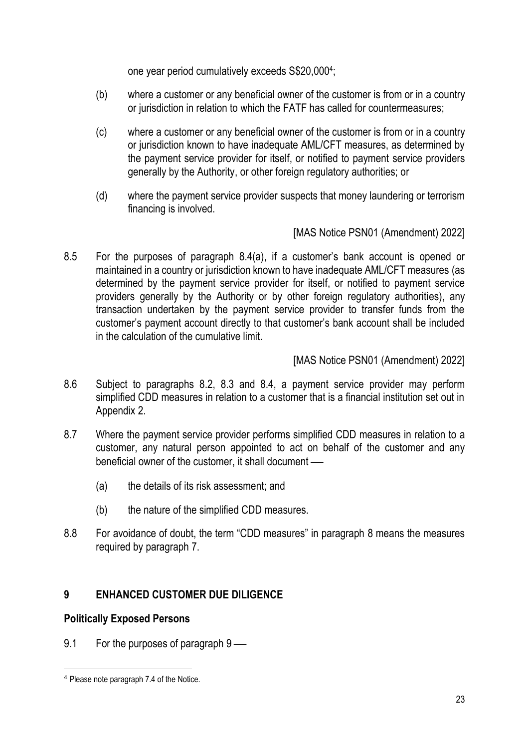one year period cumulatively exceeds S$20,000[4];

(b) where a customer or any beneficial owner of the customer is from or in a country or jurisdiction in relation to which the FATF has called for countermeasures;

(c) where a customer or any beneficial owner of the customer is from or in a country or jurisdiction known to have inadequate AML/CFT measures, as determined by the payment service provider for itself, or notified to payment service providers generally by the Authority, or other foreign regulatory authorities; or

(d) where the payment service provider suspects that money laundering or terrorism financing is involved.

[MAS Notice PSN01 (Amendment) 2022]

8.5 For the purposes of paragraph 8.4(a), if a customer's bank account is opened or maintained in a country or jurisdiction known to have inadequate AML/CFT measures (as determined by the payment service provider for itself, or notified to payment service providers generally by the Authority or by other foreign regulatory authorities), any transaction undertaken by the payment service provider to transfer funds from the customer's payment account directly to that customer's bank account shall be included in the calculation of the cumulative limit.

[MAS Notice PSN01 (Amendment) 2022]

8.6 Subject to paragraphs 8.2, 8.3 and 8.4, a payment service provider may perform simplified CDD measures in relation to a customer that is a financial institution set out in Appendix 2.

8.7 Where the payment service provider performs simplified CDD measures in relation to a customer, any natural person appointed to act on behalf of the customer and any beneficial owner of the customer, it shall document —

(a) the details of its risk assessment; and

(b) the nature of the simplified CDD measures.

8.8 For avoidance of doubt, the term "CDD measures" in paragraph 8 means the measures required by paragraph 7.

## 9 ENHANCED CUSTOMER DUE DILIGENCE

### Politically Exposed Persons

9.1 For the purposes of paragraph 9 —

[4] Please note paragraph 7.4 of the Notice.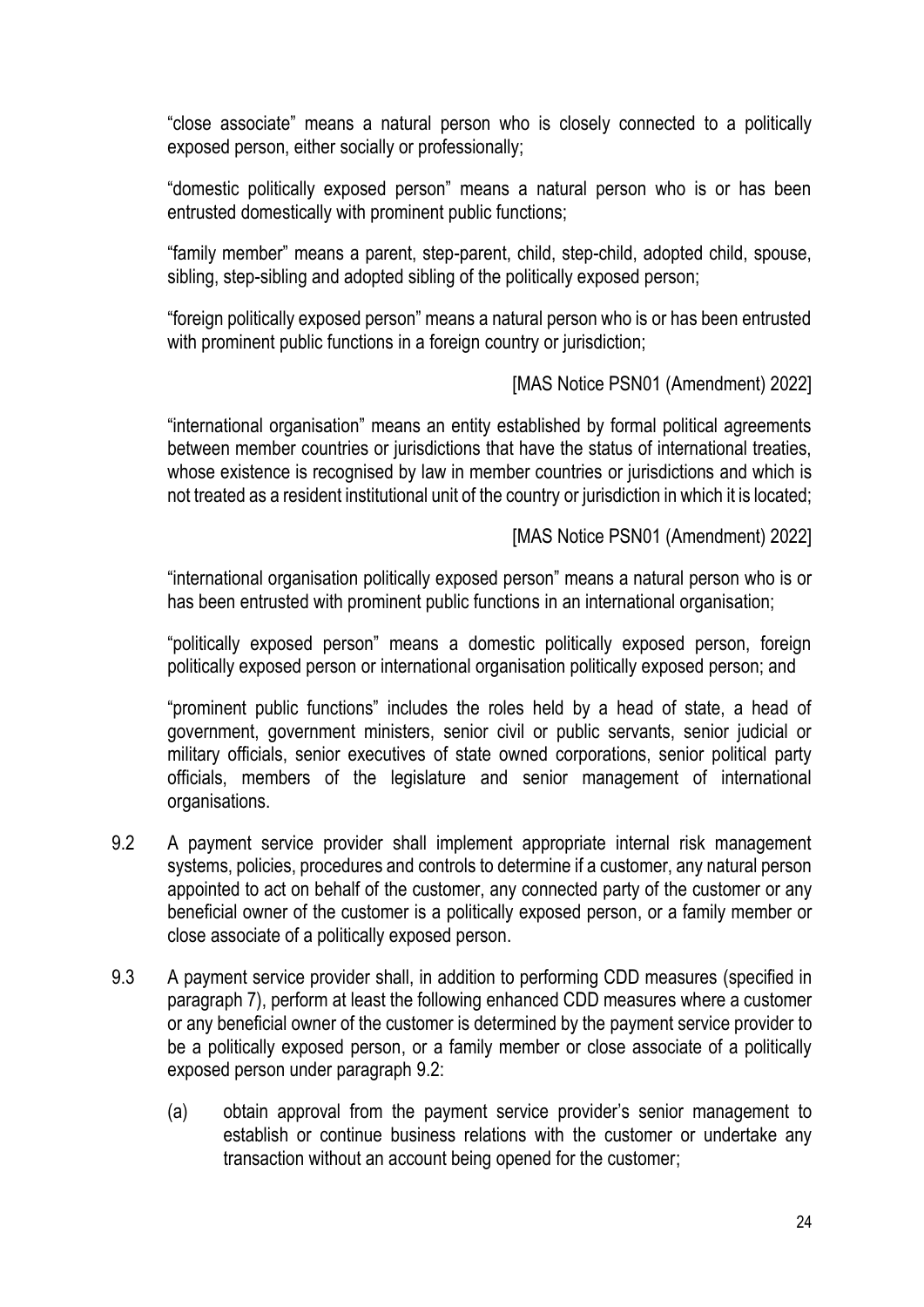"close associate" means a natural person who is closely connected to a politically exposed person, either socially or professionally;

"domestic politically exposed person" means a natural person who is or has been entrusted domestically with prominent public functions;

"family member" means a parent, step-parent, child, step-child, adopted child, spouse, sibling, step-sibling and adopted sibling of the politically exposed person;

"foreign politically exposed person" means a natural person who is or has been entrusted with prominent public functions in a foreign country or jurisdiction;

[MAS Notice PSN01 (Amendment) 2022]

"international organisation" means an entity established by formal political agreements between member countries or jurisdictions that have the status of international treaties, whose existence is recognised by law in member countries or jurisdictions and which is not treated as a resident institutional unit of the country or jurisdiction in which it is located;

[MAS Notice PSN01 (Amendment) 2022]

"international organisation politically exposed person" means a natural person who is or has been entrusted with prominent public functions in an international organisation;

"politically exposed person" means a domestic politically exposed person, foreign politically exposed person or international organisation politically exposed person; and

"prominent public functions" includes the roles held by a head of state, a head of government, government ministers, senior civil or public servants, senior judicial or military officials, senior executives of state owned corporations, senior political party officials, members of the legislature and senior management of international organisations.

9.2 A payment service provider shall implement appropriate internal risk management systems, policies, procedures and controls to determine if a customer, any natural person appointed to act on behalf of the customer, any connected party of the customer or any beneficial owner of the customer is a politically exposed person, or a family member or close associate of a politically exposed person.

9.3 A payment service provider shall, in addition to performing CDD measures (specified in paragraph 7), perform at least the following enhanced CDD measures where a customer or any beneficial owner of the customer is determined by the payment service provider to be a politically exposed person, or a family member or close associate of a politically exposed person under paragraph 9.2:

(a) obtain approval from the payment service provider's senior management to establish or continue business relations with the customer or undertake any transaction without an account being opened for the customer;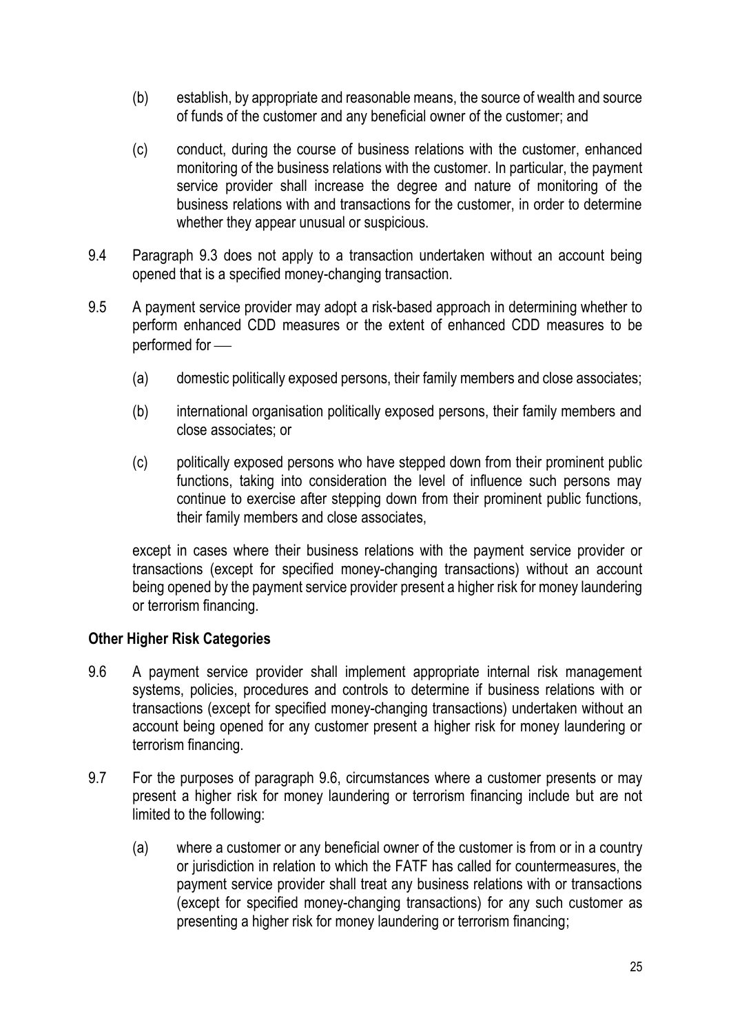(b) establish, by appropriate and reasonable means, the source of wealth and source of funds of the customer and any beneficial owner of the customer; and

(c) conduct, during the course of business relations with the customer, enhanced monitoring of the business relations with the customer. In particular, the payment service provider shall increase the degree and nature of monitoring of the business relations with and transactions for the customer, in order to determine whether they appear unusual or suspicious.

9.4 Paragraph 9.3 does not apply to a transaction undertaken without an account being opened that is a specified money-changing transaction.

9.5 A payment service provider may adopt a risk-based approach in determining whether to perform enhanced CDD measures or the extent of enhanced CDD measures to be performed for —

(a) domestic politically exposed persons, their family members and close associates;

(b) international organisation politically exposed persons, their family members and close associates; or

(c) politically exposed persons who have stepped down from their prominent public functions, taking into consideration the level of influence such persons may continue to exercise after stepping down from their prominent public functions, their family members and close associates,

except in cases where their business relations with the payment service provider or transactions (except for specified money-changing transactions) without an account being opened by the payment service provider present a higher risk for money laundering or terrorism financing.

**Other Higher Risk Categories**

9.6 A payment service provider shall implement appropriate internal risk management systems, policies, procedures and controls to determine if business relations with or transactions (except for specified money-changing transactions) undertaken without an account being opened for any customer present a higher risk for money laundering or terrorism financing.

9.7 For the purposes of paragraph 9.6, circumstances where a customer presents or may present a higher risk for money laundering or terrorism financing include but are not limited to the following:

(a) where a customer or any beneficial owner of the customer is from or in a country or jurisdiction in relation to which the FATF has called for countermeasures, the payment service provider shall treat any business relations with or transactions (except for specified money-changing transactions) for any such customer as presenting a higher risk for money laundering or terrorism financing;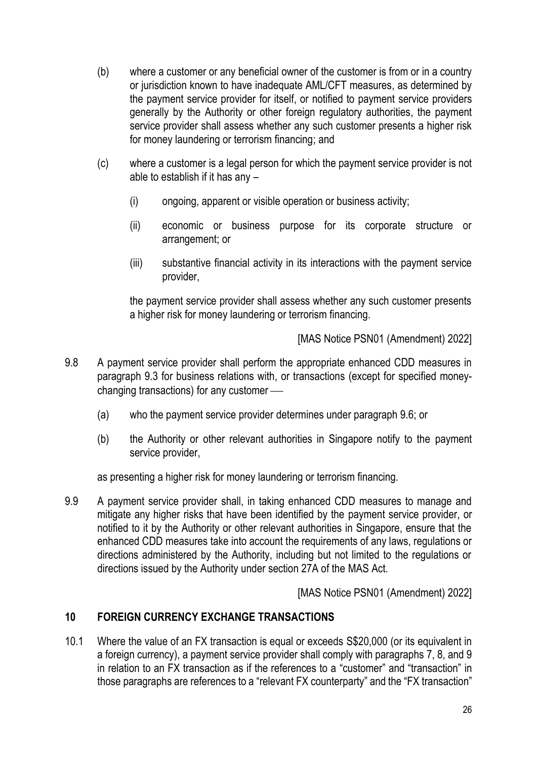(b) where a customer or any beneficial owner of the customer is from or in a country or jurisdiction known to have inadequate AML/CFT measures, as determined by the payment service provider for itself, or notified to payment service providers generally by the Authority or other foreign regulatory authorities, the payment service provider shall assess whether any such customer presents a higher risk for money laundering or terrorism financing; and

(c) where a customer is a legal person for which the payment service provider is not able to establish if it has any –

  (i) ongoing, apparent or visible operation or business activity;

  (ii) economic or business purpose for its corporate structure or arrangement; or

  (iii) substantive financial activity in its interactions with the payment service provider,

the payment service provider shall assess whether any such customer presents a higher risk for money laundering or terrorism financing.

[MAS Notice PSN01 (Amendment) 2022]

9.8 A payment service provider shall perform the appropriate enhanced CDD measures in paragraph 9.3 for business relations with, or transactions (except for specified money-changing transactions) for any customer ––

(a) who the payment service provider determines under paragraph 9.6; or

(b) the Authority or other relevant authorities in Singapore notify to the payment service provider,

as presenting a higher risk for money laundering or terrorism financing.

9.9 A payment service provider shall, in taking enhanced CDD measures to manage and mitigate any higher risks that have been identified by the payment service provider, or notified to it by the Authority or other relevant authorities in Singapore, ensure that the enhanced CDD measures take into account the requirements of any laws, regulations or directions administered by the Authority, including but not limited to the regulations or directions issued by the Authority under section 27A of the MAS Act.

[MAS Notice PSN01 (Amendment) 2022]

## 10 FOREIGN CURRENCY EXCHANGE TRANSACTIONS

10.1 Where the value of an FX transaction is equal or exceeds S$20,000 (or its equivalent in a foreign currency), a payment service provider shall comply with paragraphs 7, 8, and 9 in relation to an FX transaction as if the references to a "customer" and "transaction" in those paragraphs are references to a "relevant FX counterparty" and the "FX transaction"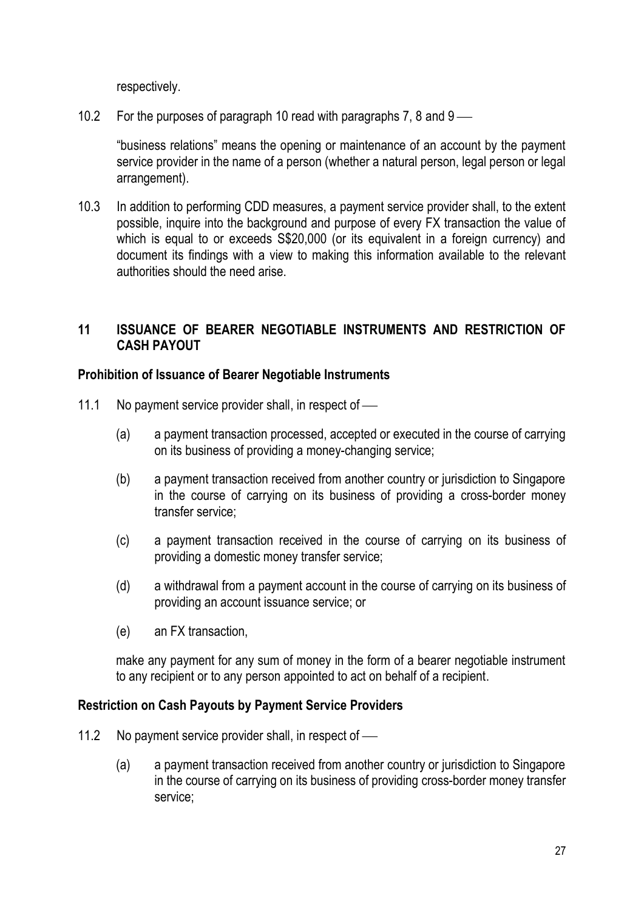respectively.

10.2 For the purposes of paragraph 10 read with paragraphs 7, 8 and 9 —

"business relations" means the opening or maintenance of an account by the payment service provider in the name of a person (whether a natural person, legal person or legal arrangement).

10.3 In addition to performing CDD measures, a payment service provider shall, to the extent possible, inquire into the background and purpose of every FX transaction the value of which is equal to or exceeds S$20,000 (or its equivalent in a foreign currency) and document its findings with a view to making this information available to the relevant authorities should the need arise.

## 11 ISSUANCE OF BEARER NEGOTIABLE INSTRUMENTS AND RESTRICTION OF CASH PAYOUT

### Prohibition of Issuance of Bearer Negotiable Instruments

11.1 No payment service provider shall, in respect of —

(a) a payment transaction processed, accepted or executed in the course of carrying on its business of providing a money-changing service;

(b) a payment transaction received from another country or jurisdiction to Singapore in the course of carrying on its business of providing a cross-border money transfer service;

(c) a payment transaction received in the course of carrying on its business of providing a domestic money transfer service;

(d) a withdrawal from a payment account in the course of carrying on its business of providing an account issuance service; or

(e) an FX transaction,

make any payment for any sum of money in the form of a bearer negotiable instrument to any recipient or to any person appointed to act on behalf of a recipient.

### Restriction on Cash Payouts by Payment Service Providers

11.2 No payment service provider shall, in respect of —

(a) a payment transaction received from another country or jurisdiction to Singapore in the course of carrying on its business of providing cross-border money transfer service;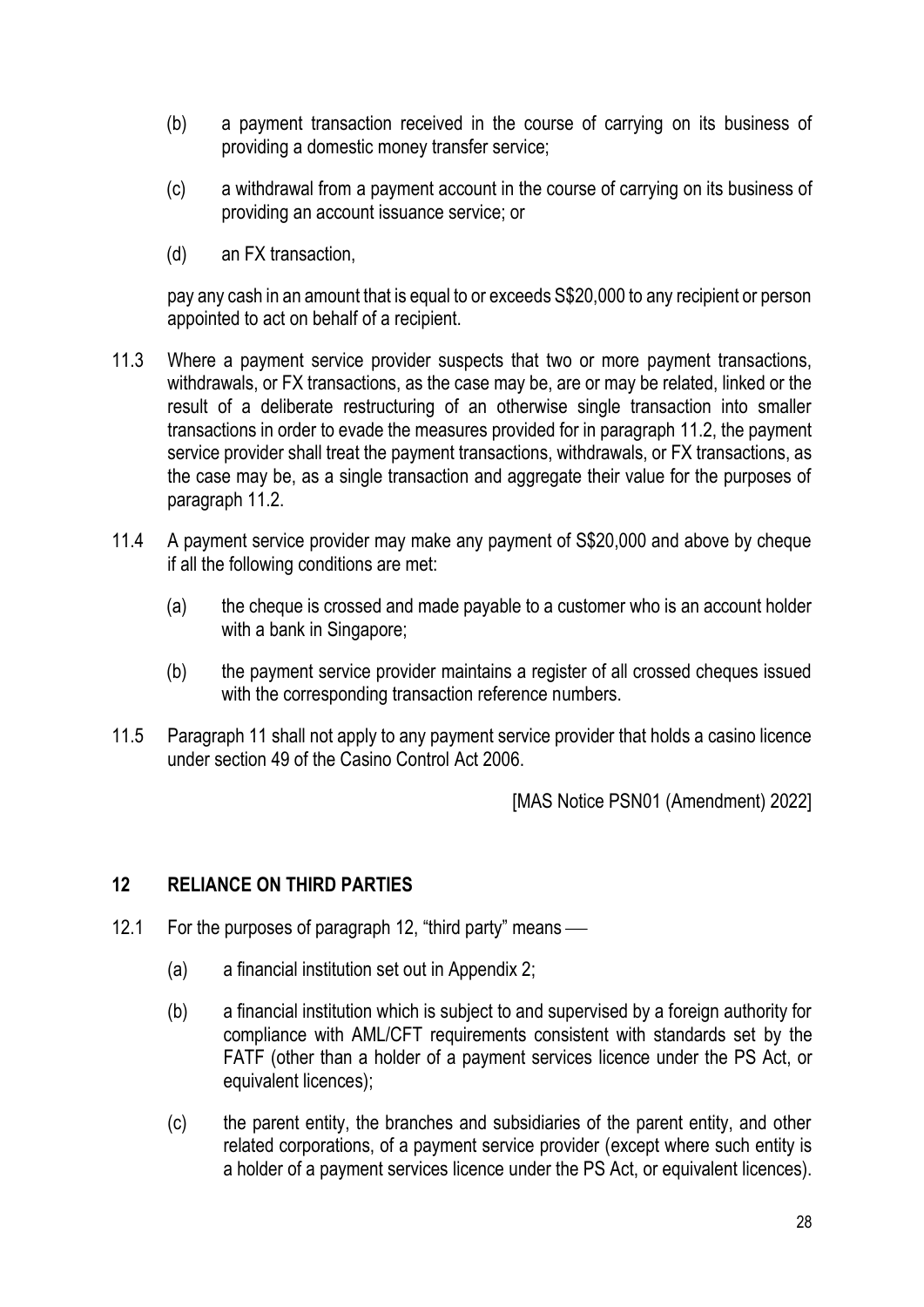(b) a payment transaction received in the course of carrying on its business of providing a domestic money transfer service;

(c) a withdrawal from a payment account in the course of carrying on its business of providing an account issuance service; or

(d) an FX transaction,

pay any cash in an amount that is equal to or exceeds S$20,000 to any recipient or person appointed to act on behalf of a recipient.

11.3 Where a payment service provider suspects that two or more payment transactions, withdrawals, or FX transactions, as the case may be, are or may be related, linked or the result of a deliberate restructuring of an otherwise single transaction into smaller transactions in order to evade the measures provided for in paragraph 11.2, the payment service provider shall treat the payment transactions, withdrawals, or FX transactions, as the case may be, as a single transaction and aggregate their value for the purposes of paragraph 11.2.

11.4 A payment service provider may make any payment of S$20,000 and above by cheque if all the following conditions are met:

(a) the cheque is crossed and made payable to a customer who is an account holder with a bank in Singapore;

(b) the payment service provider maintains a register of all crossed cheques issued with the corresponding transaction reference numbers.

11.5 Paragraph 11 shall not apply to any payment service provider that holds a casino licence under section 49 of the Casino Control Act 2006.

[MAS Notice PSN01 (Amendment) 2022]

## 12 RELIANCE ON THIRD PARTIES

12.1 For the purposes of paragraph 12, "third party" means —

(a) a financial institution set out in Appendix 2;

(b) a financial institution which is subject to and supervised by a foreign authority for compliance with AML/CFT requirements consistent with standards set by the FATF (other than a holder of a payment services licence under the PS Act, or equivalent licences);

(c) the parent entity, the branches and subsidiaries of the parent entity, and other related corporations, of a payment service provider (except where such entity is a holder of a payment services licence under the PS Act, or equivalent licences).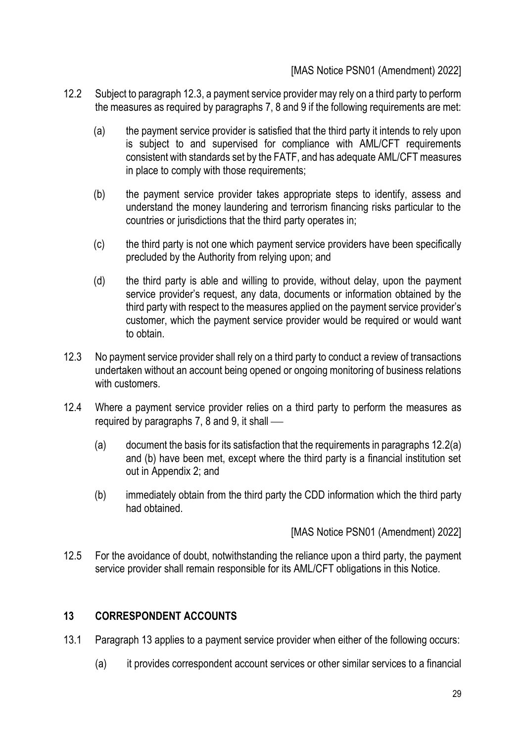[MAS Notice PSN01 (Amendment) 2022]

12.2 Subject to paragraph 12.3, a payment service provider may rely on a third party to perform the measures as required by paragraphs 7, 8 and 9 if the following requirements are met:

(a) the payment service provider is satisfied that the third party it intends to rely upon is subject to and supervised for compliance with AML/CFT requirements consistent with standards set by the FATF, and has adequate AML/CFT measures in place to comply with those requirements;

(b) the payment service provider takes appropriate steps to identify, assess and understand the money laundering and terrorism financing risks particular to the countries or jurisdictions that the third party operates in;

(c) the third party is not one which payment service providers have been specifically precluded by the Authority from relying upon; and

(d) the third party is able and willing to provide, without delay, upon the payment service provider's request, any data, documents or information obtained by the third party with respect to the measures applied on the payment service provider's customer, which the payment service provider would be required or would want to obtain.

12.3 No payment service provider shall rely on a third party to conduct a review of transactions undertaken without an account being opened or ongoing monitoring of business relations with customers.

12.4 Where a payment service provider relies on a third party to perform the measures as required by paragraphs 7, 8 and 9, it shall ––

(a) document the basis for its satisfaction that the requirements in paragraphs 12.2(a) and (b) have been met, except where the third party is a financial institution set out in Appendix 2; and

(b) immediately obtain from the third party the CDD information which the third party had obtained.

[MAS Notice PSN01 (Amendment) 2022]

12.5 For the avoidance of doubt, notwithstanding the reliance upon a third party, the payment service provider shall remain responsible for its AML/CFT obligations in this Notice.

## 13 CORRESPONDENT ACCOUNTS

13.1 Paragraph 13 applies to a payment service provider when either of the following occurs:

(a) it provides correspondent account services or other similar services to a financial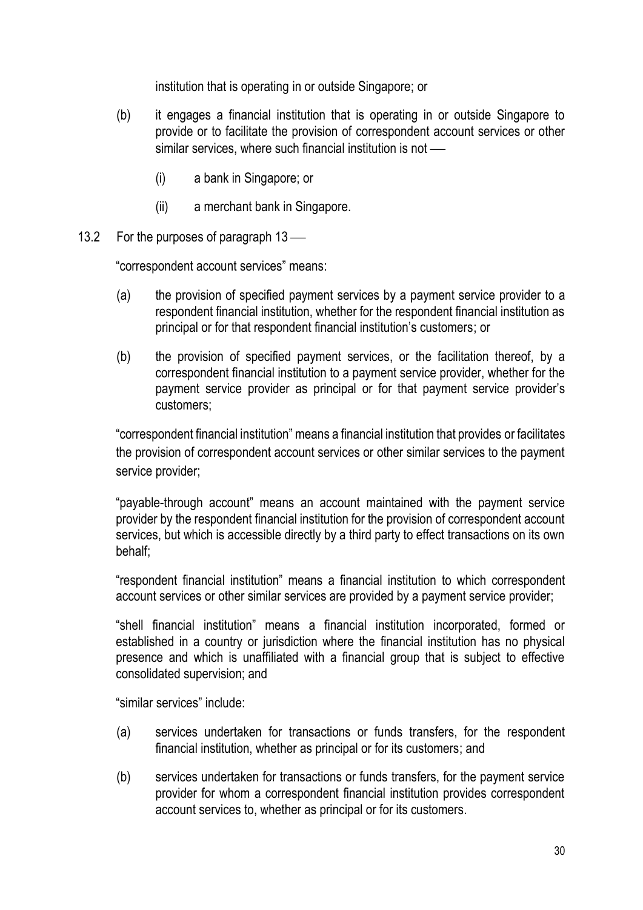institution that is operating in or outside Singapore; or

(b) it engages a financial institution that is operating in or outside Singapore to provide or to facilitate the provision of correspondent account services or other similar services, where such financial institution is not ––

  (i) a bank in Singapore; or

  (ii) a merchant bank in Singapore.

13.2 For the purposes of paragraph 13 ––

"correspondent account services" means:

(a) the provision of specified payment services by a payment service provider to a respondent financial institution, whether for the respondent financial institution as principal or for that respondent financial institution's customers; or

(b) the provision of specified payment services, or the facilitation thereof, by a correspondent financial institution to a payment service provider, whether for the payment service provider as principal or for that payment service provider's customers;

"correspondent financial institution" means a financial institution that provides or facilitates the provision of correspondent account services or other similar services to the payment service provider;

"payable-through account" means an account maintained with the payment service provider by the respondent financial institution for the provision of correspondent account services, but which is accessible directly by a third party to effect transactions on its own behalf;

"respondent financial institution" means a financial institution to which correspondent account services or other similar services are provided by a payment service provider;

"shell financial institution" means a financial institution incorporated, formed or established in a country or jurisdiction where the financial institution has no physical presence and which is unaffiliated with a financial group that is subject to effective consolidated supervision; and

"similar services" include:

(a) services undertaken for transactions or funds transfers, for the respondent financial institution, whether as principal or for its customers; and

(b) services undertaken for transactions or funds transfers, for the payment service provider for whom a correspondent financial institution provides correspondent account services to, whether as principal or for its customers.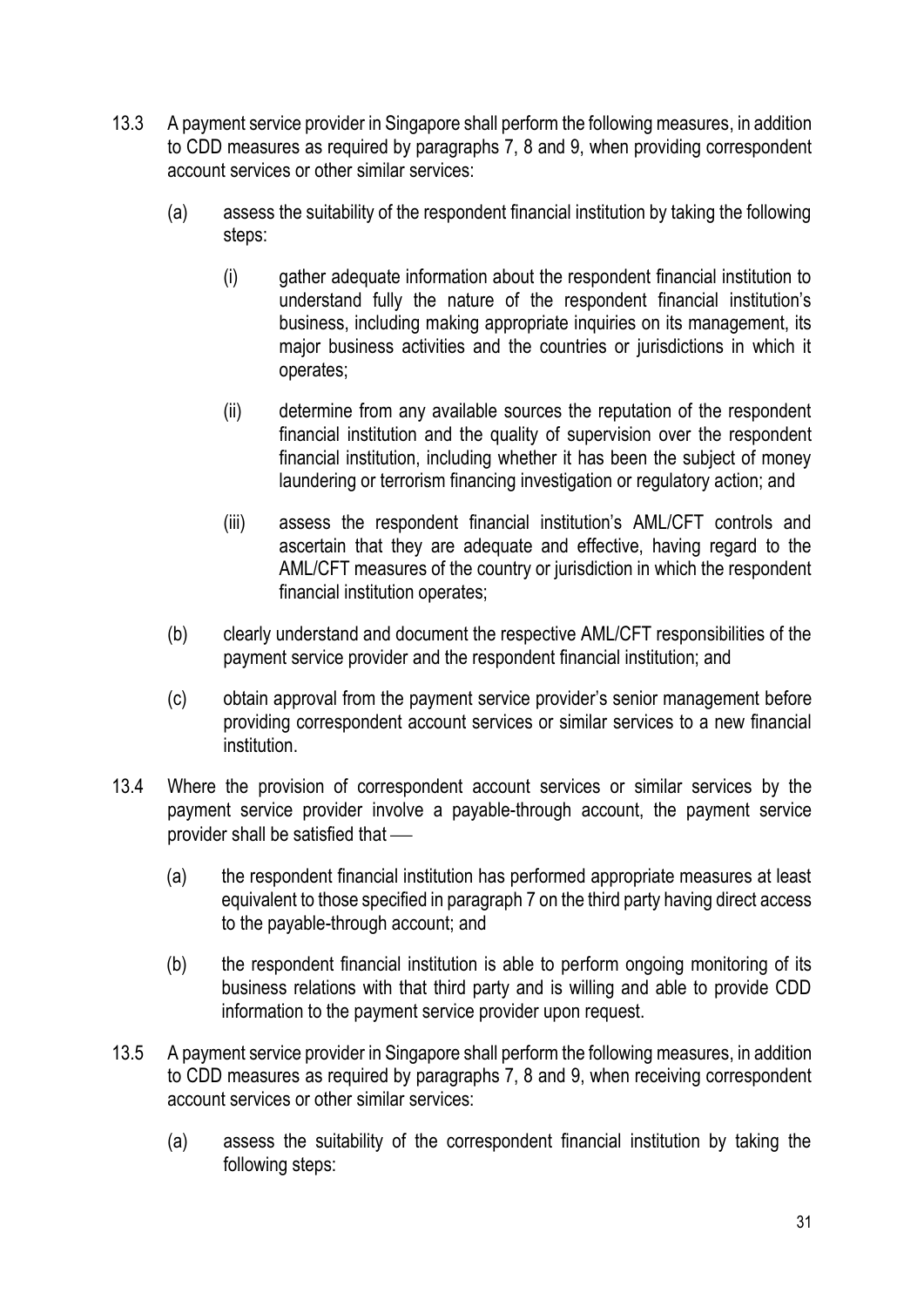13.3 A payment service provider in Singapore shall perform the following measures, in addition to CDD measures as required by paragraphs 7, 8 and 9, when providing correspondent account services or other similar services:

(a) assess the suitability of the respondent financial institution by taking the following steps:

(i) gather adequate information about the respondent financial institution to understand fully the nature of the respondent financial institution's business, including making appropriate inquiries on its management, its major business activities and the countries or jurisdictions in which it operates;

(ii) determine from any available sources the reputation of the respondent financial institution and the quality of supervision over the respondent financial institution, including whether it has been the subject of money laundering or terrorism financing investigation or regulatory action; and

(iii) assess the respondent financial institution's AML/CFT controls and ascertain that they are adequate and effective, having regard to the AML/CFT measures of the country or jurisdiction in which the respondent financial institution operates;

(b) clearly understand and document the respective AML/CFT responsibilities of the payment service provider and the respondent financial institution; and

(c) obtain approval from the payment service provider's senior management before providing correspondent account services or similar services to a new financial institution.

13.4 Where the provision of correspondent account services or similar services by the payment service provider involve a payable-through account, the payment service provider shall be satisfied that —

(a) the respondent financial institution has performed appropriate measures at least equivalent to those specified in paragraph 7 on the third party having direct access to the payable-through account; and

(b) the respondent financial institution is able to perform ongoing monitoring of its business relations with that third party and is willing and able to provide CDD information to the payment service provider upon request.

13.5 A payment service provider in Singapore shall perform the following measures, in addition to CDD measures as required by paragraphs 7, 8 and 9, when receiving correspondent account services or other similar services:

(a) assess the suitability of the correspondent financial institution by taking the following steps: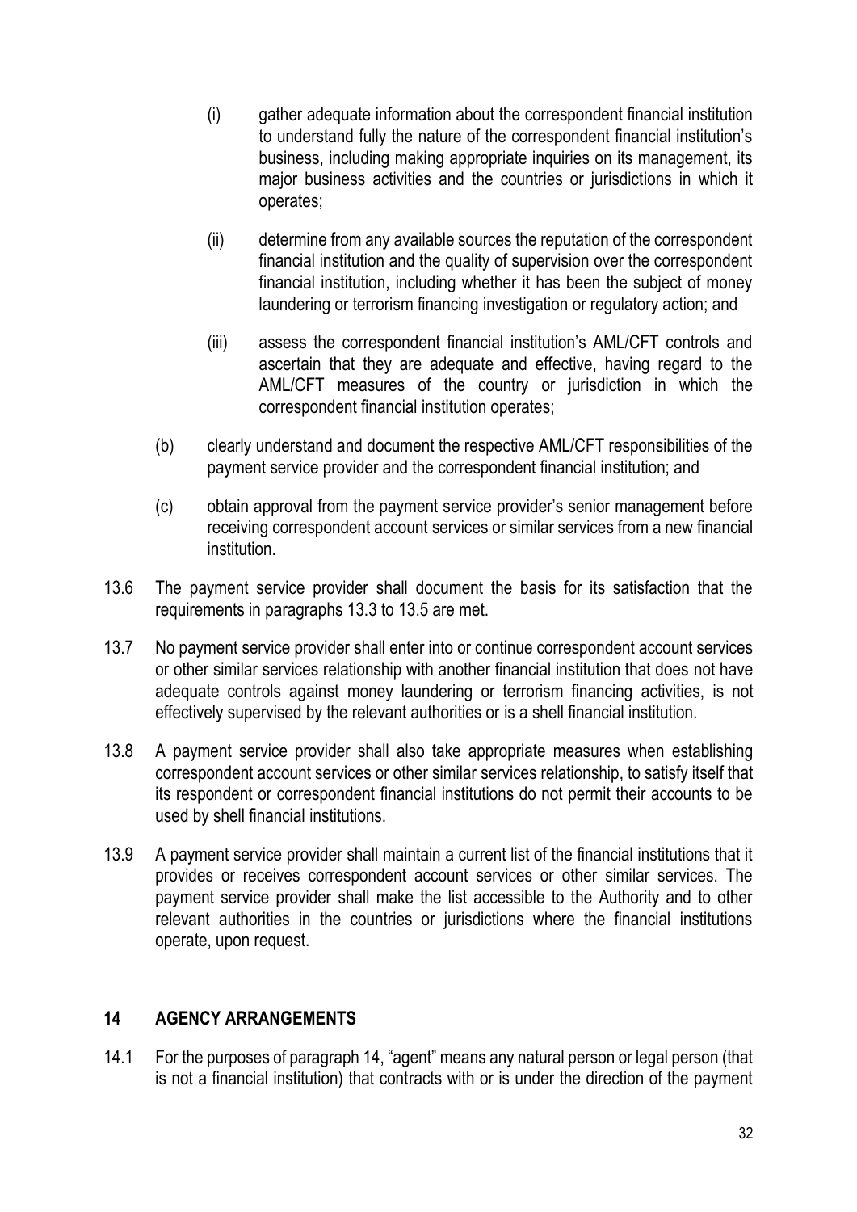(i) gather adequate information about the correspondent financial institution to understand fully the nature of the correspondent financial institution's business, including making appropriate inquiries on its management, its major business activities and the countries or jurisdictions in which it operates;

(ii) determine from any available sources the reputation of the correspondent financial institution and the quality of supervision over the correspondent financial institution, including whether it has been the subject of money laundering or terrorism financing investigation or regulatory action; and

(iii) assess the correspondent financial institution's AML/CFT controls and ascertain that they are adequate and effective, having regard to the AML/CFT measures of the country or jurisdiction in which the correspondent financial institution operates;

(b) clearly understand and document the respective AML/CFT responsibilities of the payment service provider and the correspondent financial institution; and

(c) obtain approval from the payment service provider's senior management before receiving correspondent account services or similar services from a new financial institution.

13.6 The payment service provider shall document the basis for its satisfaction that the requirements in paragraphs 13.3 to 13.5 are met.

13.7 No payment service provider shall enter into or continue correspondent account services or other similar services relationship with another financial institution that does not have adequate controls against money laundering or terrorism financing activities, is not effectively supervised by the relevant authorities or is a shell financial institution.

13.8 A payment service provider shall also take appropriate measures when establishing correspondent account services or other similar services relationship, to satisfy itself that its respondent or correspondent financial institutions do not permit their accounts to be used by shell financial institutions.

13.9 A payment service provider shall maintain a current list of the financial institutions that it provides or receives correspondent account services or other similar services. The payment service provider shall make the list accessible to the Authority and to other relevant authorities in the countries or jurisdictions where the financial institutions operate, upon request.

## 14 AGENCY ARRANGEMENTS

14.1 For the purposes of paragraph 14, "agent" means any natural person or legal person (that is not a financial institution) that contracts with or is under the direction of the payment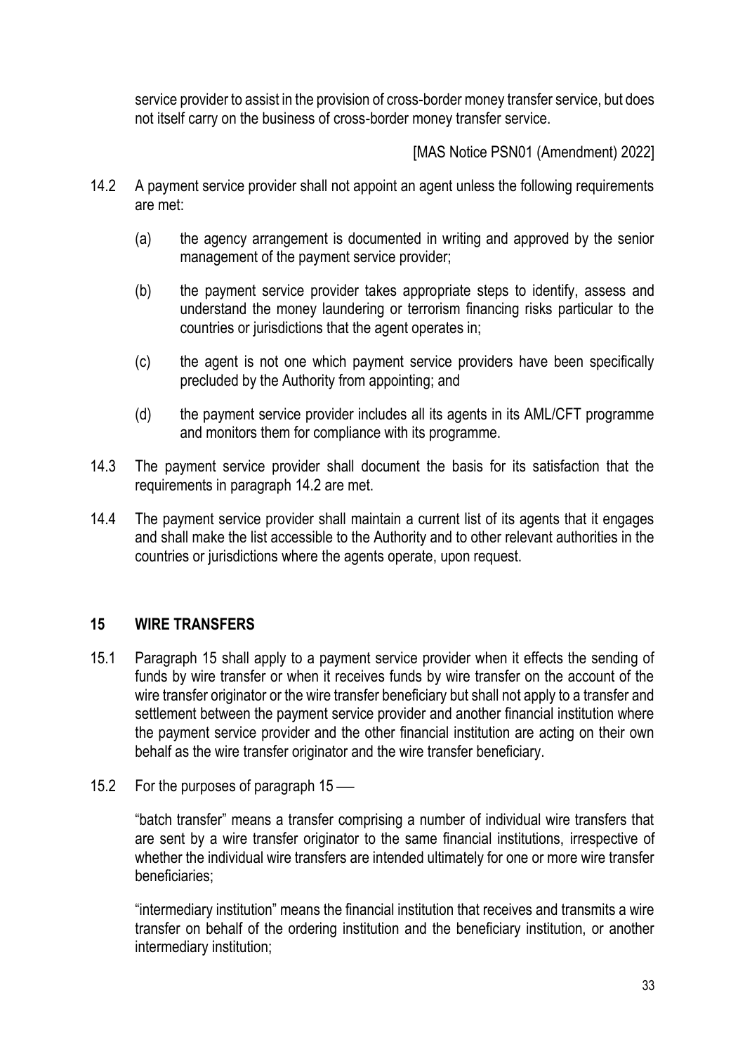service provider to assist in the provision of cross-border money transfer service, but does not itself carry on the business of cross-border money transfer service.

[MAS Notice PSN01 (Amendment) 2022]

14.2 A payment service provider shall not appoint an agent unless the following requirements are met:

(a) the agency arrangement is documented in writing and approved by the senior management of the payment service provider;

(b) the payment service provider takes appropriate steps to identify, assess and understand the money laundering or terrorism financing risks particular to the countries or jurisdictions that the agent operates in;

(c) the agent is not one which payment service providers have been specifically precluded by the Authority from appointing; and

(d) the payment service provider includes all its agents in its AML/CFT programme and monitors them for compliance with its programme.

14.3 The payment service provider shall document the basis for its satisfaction that the requirements in paragraph 14.2 are met.

14.4 The payment service provider shall maintain a current list of its agents that it engages and shall make the list accessible to the Authority and to other relevant authorities in the countries or jurisdictions where the agents operate, upon request.

## 15 WIRE TRANSFERS

15.1 Paragraph 15 shall apply to a payment service provider when it effects the sending of funds by wire transfer or when it receives funds by wire transfer on the account of the wire transfer originator or the wire transfer beneficiary but shall not apply to a transfer and settlement between the payment service provider and another financial institution where the payment service provider and the other financial institution are acting on their own behalf as the wire transfer originator and the wire transfer beneficiary.

15.2 For the purposes of paragraph 15 —

"batch transfer" means a transfer comprising a number of individual wire transfers that are sent by a wire transfer originator to the same financial institutions, irrespective of whether the individual wire transfers are intended ultimately for one or more wire transfer beneficiaries;

"intermediary institution" means the financial institution that receives and transmits a wire transfer on behalf of the ordering institution and the beneficiary institution, or another intermediary institution;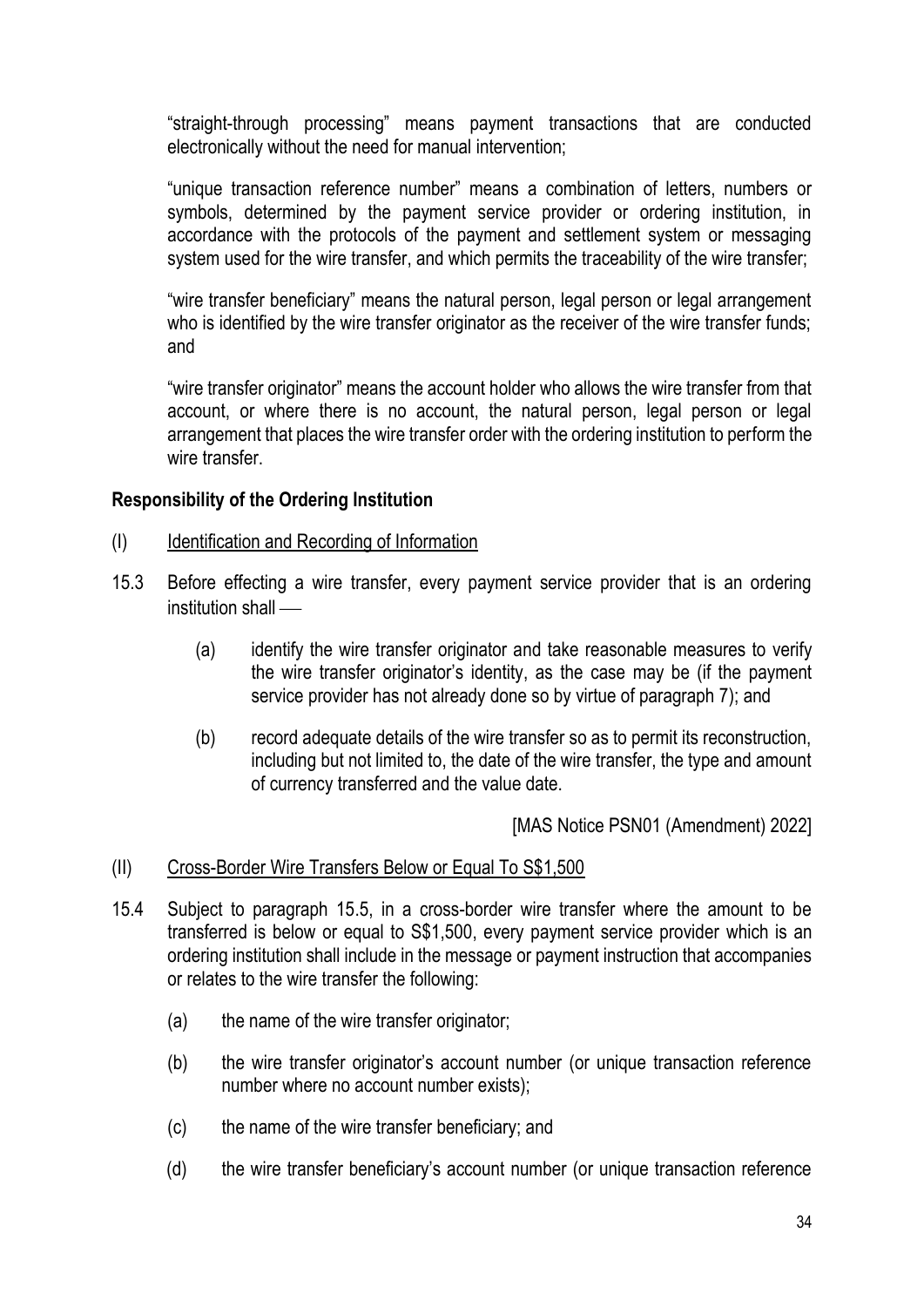"straight-through processing" means payment transactions that are conducted electronically without the need for manual intervention;

"unique transaction reference number" means a combination of letters, numbers or symbols, determined by the payment service provider or ordering institution, in accordance with the protocols of the payment and settlement system or messaging system used for the wire transfer, and which permits the traceability of the wire transfer;

"wire transfer beneficiary" means the natural person, legal person or legal arrangement who is identified by the wire transfer originator as the receiver of the wire transfer funds; and

"wire transfer originator" means the account holder who allows the wire transfer from that account, or where there is no account, the natural person, legal person or legal arrangement that places the wire transfer order with the ordering institution to perform the wire transfer.

**Responsibility of the Ordering Institution**

(I) Identification and Recording of Information

15.3 Before effecting a wire transfer, every payment service provider that is an ordering institution shall —

(a) identify the wire transfer originator and take reasonable measures to verify the wire transfer originator's identity, as the case may be (if the payment service provider has not already done so by virtue of paragraph 7); and

(b) record adequate details of the wire transfer so as to permit its reconstruction, including but not limited to, the date of the wire transfer, the type and amount of currency transferred and the value date.

[MAS Notice PSN01 (Amendment) 2022]

(II) Cross-Border Wire Transfers Below or Equal To S$1,500

15.4 Subject to paragraph 15.5, in a cross-border wire transfer where the amount to be transferred is below or equal to S$1,500, every payment service provider which is an ordering institution shall include in the message or payment instruction that accompanies or relates to the wire transfer the following:

(a) the name of the wire transfer originator;

(b) the wire transfer originator's account number (or unique transaction reference number where no account number exists);

(c) the name of the wire transfer beneficiary; and

(d) the wire transfer beneficiary's account number (or unique transaction reference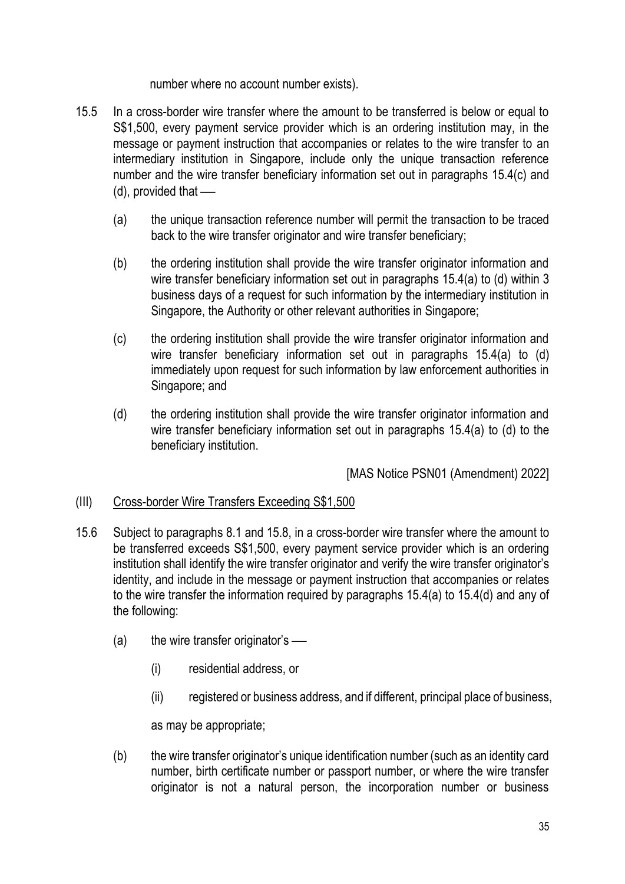number where no account number exists).

15.5 In a cross-border wire transfer where the amount to be transferred is below or equal to S$1,500, every payment service provider which is an ordering institution may, in the message or payment instruction that accompanies or relates to the wire transfer to an intermediary institution in Singapore, include only the unique transaction reference number and the wire transfer beneficiary information set out in paragraphs 15.4(c) and (d), provided that ––

(a) the unique transaction reference number will permit the transaction to be traced back to the wire transfer originator and wire transfer beneficiary;

(b) the ordering institution shall provide the wire transfer originator information and wire transfer beneficiary information set out in paragraphs 15.4(a) to (d) within 3 business days of a request for such information by the intermediary institution in Singapore, the Authority or other relevant authorities in Singapore;

(c) the ordering institution shall provide the wire transfer originator information and wire transfer beneficiary information set out in paragraphs 15.4(a) to (d) immediately upon request for such information by law enforcement authorities in Singapore; and

(d) the ordering institution shall provide the wire transfer originator information and wire transfer beneficiary information set out in paragraphs 15.4(a) to (d) to the beneficiary institution.

[MAS Notice PSN01 (Amendment) 2022]

(III) Cross-border Wire Transfers Exceeding S$1,500

15.6 Subject to paragraphs 8.1 and 15.8, in a cross-border wire transfer where the amount to be transferred exceeds S$1,500, every payment service provider which is an ordering institution shall identify the wire transfer originator and verify the wire transfer originator's identity, and include in the message or payment instruction that accompanies or relates to the wire transfer the information required by paragraphs 15.4(a) to 15.4(d) and any of the following:

(a) the wire transfer originator's ––

(i) residential address, or

(ii) registered or business address, and if different, principal place of business,

as may be appropriate;

(b) the wire transfer originator's unique identification number (such as an identity card number, birth certificate number or passport number, or where the wire transfer originator is not a natural person, the incorporation number or business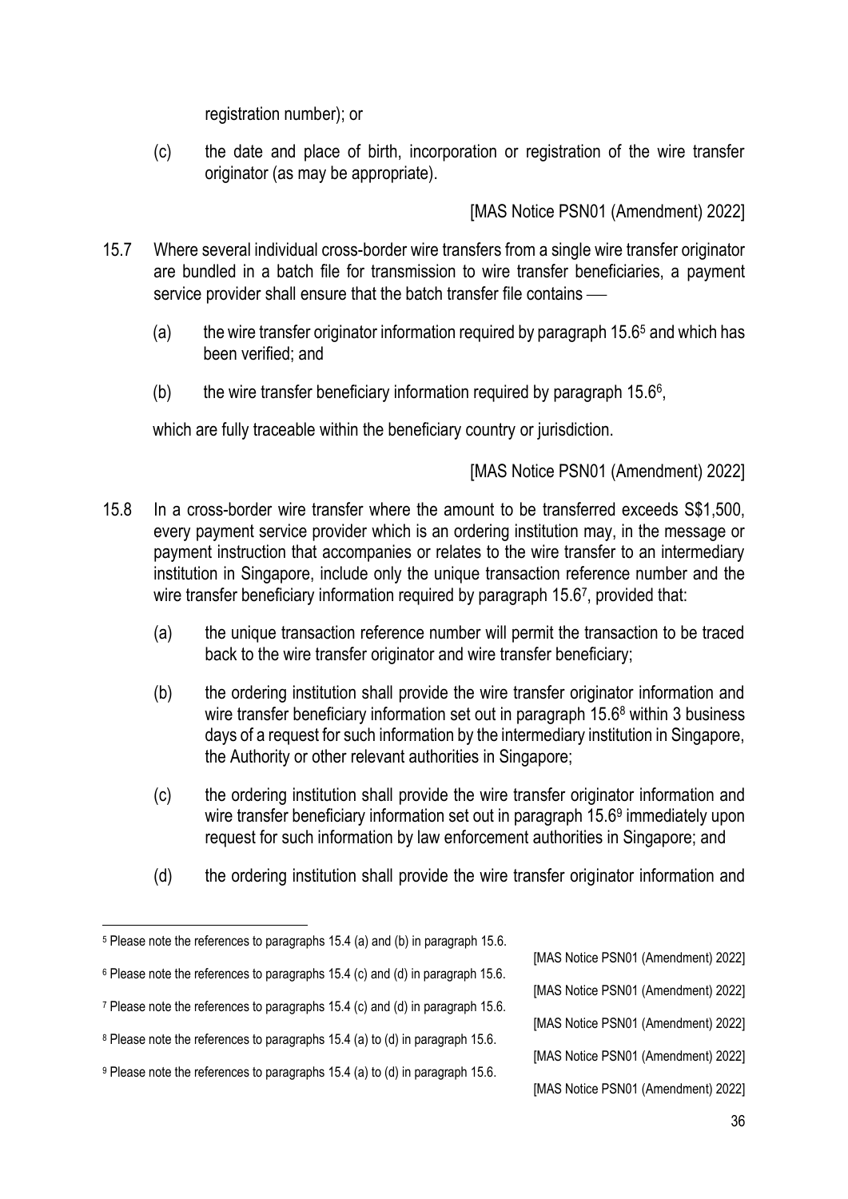registration number); or

(c) the date and place of birth, incorporation or registration of the wire transfer originator (as may be appropriate).

[MAS Notice PSN01 (Amendment) 2022]

15.7 Where several individual cross-border wire transfers from a single wire transfer originator are bundled in a batch file for transmission to wire transfer beneficiaries, a payment service provider shall ensure that the batch transfer file contains —

(a) the wire transfer originator information required by paragraph 15.6[5] and which has been verified; and

(b) the wire transfer beneficiary information required by paragraph 15.6[6],

which are fully traceable within the beneficiary country or jurisdiction.

[MAS Notice PSN01 (Amendment) 2022]

15.8 In a cross-border wire transfer where the amount to be transferred exceeds S$1,500, every payment service provider which is an ordering institution may, in the message or payment instruction that accompanies or relates to the wire transfer to an intermediary institution in Singapore, include only the unique transaction reference number and the wire transfer beneficiary information required by paragraph 15.6[7], provided that:

(a) the unique transaction reference number will permit the transaction to be traced back to the wire transfer originator and wire transfer beneficiary;

(b) the ordering institution shall provide the wire transfer originator information and wire transfer beneficiary information set out in paragraph 15.6[8] within 3 business days of a request for such information by the intermediary institution in Singapore, the Authority or other relevant authorities in Singapore;

(c) the ordering institution shall provide the wire transfer originator information and wire transfer beneficiary information set out in paragraph 15.6[9] immediately upon request for such information by law enforcement authorities in Singapore; and

(d) the ordering institution shall provide the wire transfer originator information and

---

[5] Please note the references to paragraphs 15.4 (a) and (b) in paragraph 15.6.

[MAS Notice PSN01 (Amendment) 2022]

[6] Please note the references to paragraphs 15.4 (c) and (d) in paragraph 15.6.

[MAS Notice PSN01 (Amendment) 2022]

[7] Please note the references to paragraphs 15.4 (c) and (d) in paragraph 15.6.

[MAS Notice PSN01 (Amendment) 2022]

[8] Please note the references to paragraphs 15.4 (a) to (d) in paragraph 15.6.

[MAS Notice PSN01 (Amendment) 2022]

[9] Please note the references to paragraphs 15.4 (a) to (d) in paragraph 15.6.

[MAS Notice PSN01 (Amendment) 2022]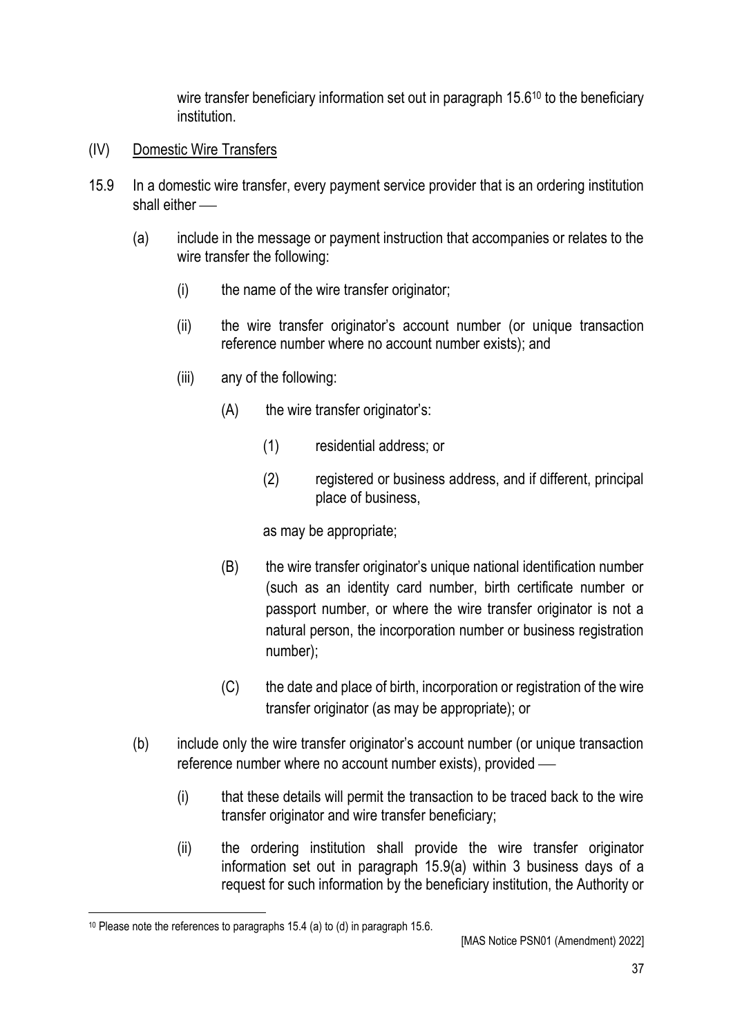wire transfer beneficiary information set out in paragraph 15.6[10] to the beneficiary institution.

(IV) <u>Domestic Wire Transfers</u>

15.9 In a domestic wire transfer, every payment service provider that is an ordering institution shall either —

(a) include in the message or payment instruction that accompanies or relates to the wire transfer the following:

(i) the name of the wire transfer originator;

(ii) the wire transfer originator's account number (or unique transaction reference number where no account number exists); and

(iii) any of the following:

(A) the wire transfer originator's:

(1) residential address; or

(2) registered or business address, and if different, principal place of business,

as may be appropriate;

(B) the wire transfer originator's unique national identification number (such as an identity card number, birth certificate number or passport number, or where the wire transfer originator is not a natural person, the incorporation number or business registration number);

(C) the date and place of birth, incorporation or registration of the wire transfer originator (as may be appropriate); or

(b) include only the wire transfer originator's account number (or unique transaction reference number where no account number exists), provided —

(i) that these details will permit the transaction to be traced back to the wire transfer originator and wire transfer beneficiary;

(ii) the ordering institution shall provide the wire transfer originator information set out in paragraph 15.9(a) within 3 business days of a request for such information by the beneficiary institution, the Authority or

---

[10] Please note the references to paragraphs 15.4 (a) to (d) in paragraph 15.6.

[MAS Notice PSN01 (Amendment) 2022]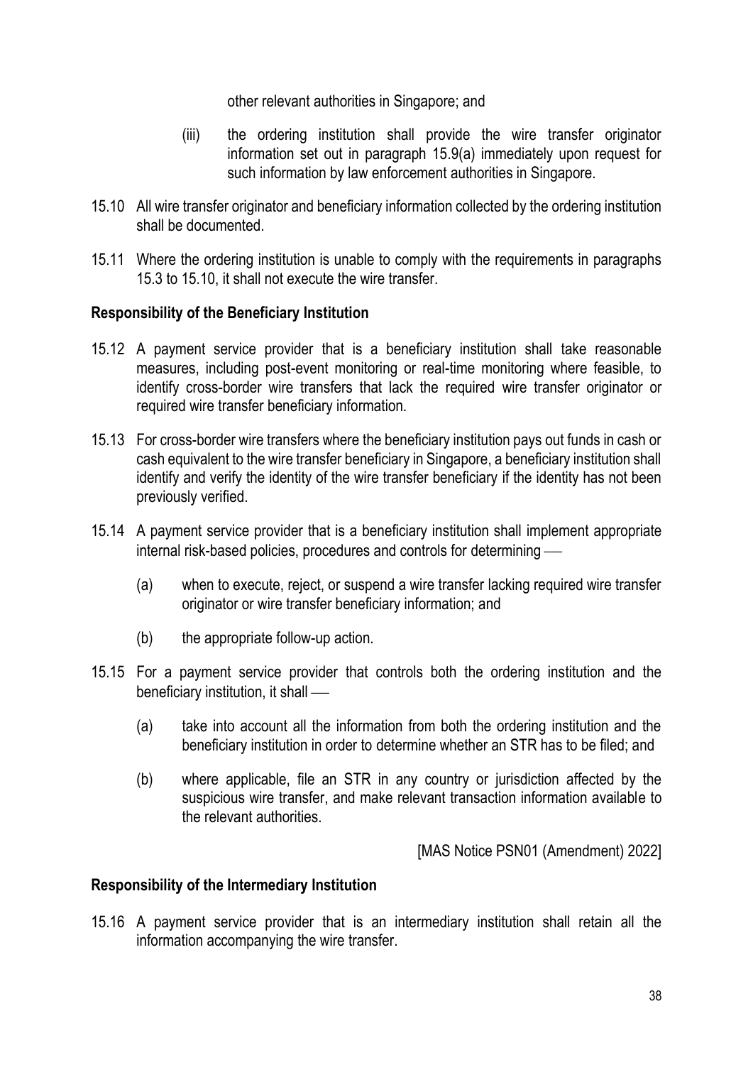other relevant authorities in Singapore; and

(iii) the ordering institution shall provide the wire transfer originator information set out in paragraph 15.9(a) immediately upon request for such information by law enforcement authorities in Singapore.

15.10 All wire transfer originator and beneficiary information collected by the ordering institution shall be documented.

15.11 Where the ordering institution is unable to comply with the requirements in paragraphs 15.3 to 15.10, it shall not execute the wire transfer.

**Responsibility of the Beneficiary Institution**

15.12 A payment service provider that is a beneficiary institution shall take reasonable measures, including post-event monitoring or real-time monitoring where feasible, to identify cross-border wire transfers that lack the required wire transfer originator or required wire transfer beneficiary information.

15.13 For cross-border wire transfers where the beneficiary institution pays out funds in cash or cash equivalent to the wire transfer beneficiary in Singapore, a beneficiary institution shall identify and verify the identity of the wire transfer beneficiary if the identity has not been previously verified.

15.14 A payment service provider that is a beneficiary institution shall implement appropriate internal risk-based policies, procedures and controls for determining —

(a) when to execute, reject, or suspend a wire transfer lacking required wire transfer originator or wire transfer beneficiary information; and

(b) the appropriate follow-up action.

15.15 For a payment service provider that controls both the ordering institution and the beneficiary institution, it shall —

(a) take into account all the information from both the ordering institution and the beneficiary institution in order to determine whether an STR has to be filed; and

(b) where applicable, file an STR in any country or jurisdiction affected by the suspicious wire transfer, and make relevant transaction information available to the relevant authorities.

[MAS Notice PSN01 (Amendment) 2022]

**Responsibility of the Intermediary Institution**

15.16 A payment service provider that is an intermediary institution shall retain all the information accompanying the wire transfer.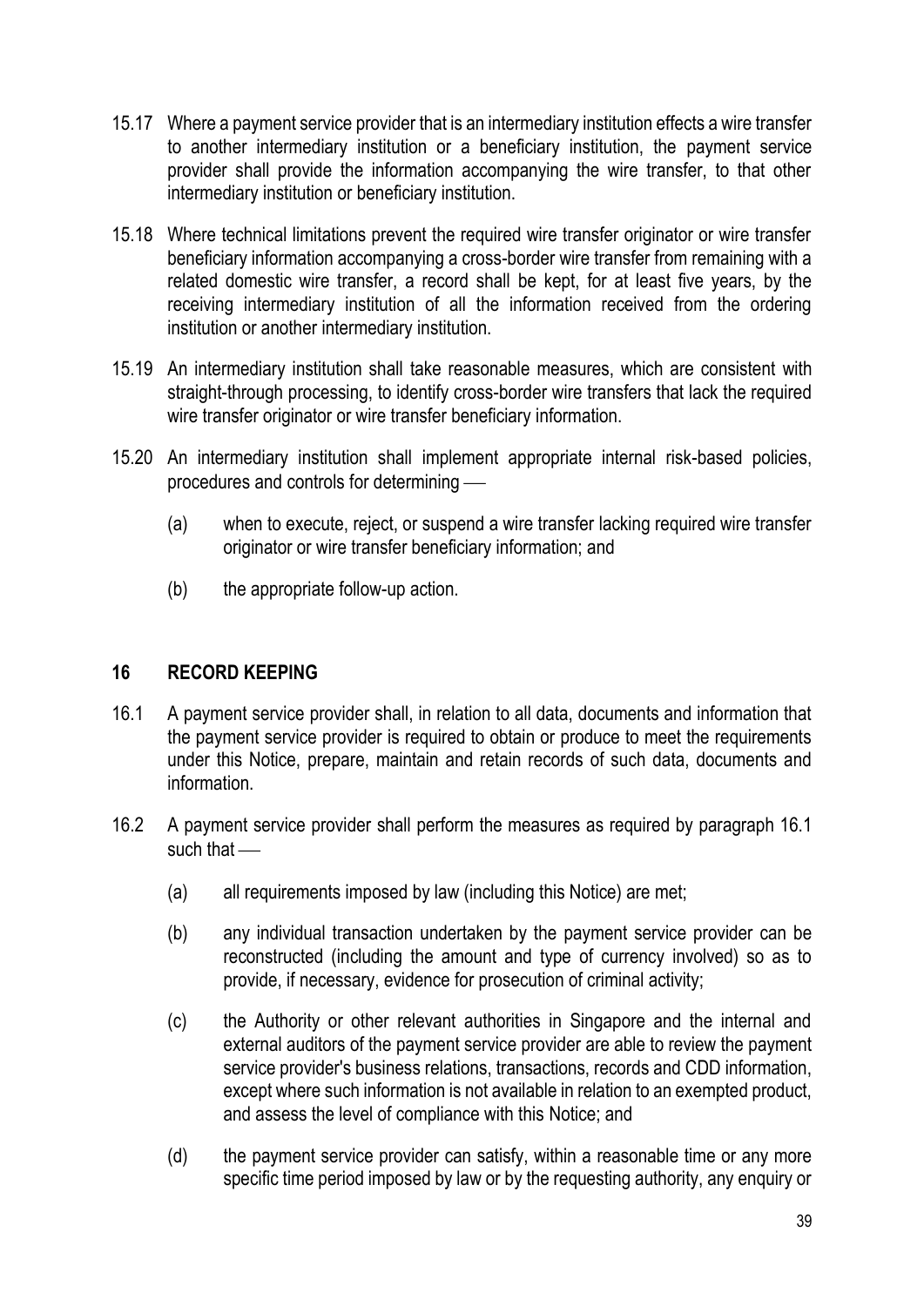15.17 Where a payment service provider that is an intermediary institution effects a wire transfer to another intermediary institution or a beneficiary institution, the payment service provider shall provide the information accompanying the wire transfer, to that other intermediary institution or beneficiary institution.

15.18 Where technical limitations prevent the required wire transfer originator or wire transfer beneficiary information accompanying a cross-border wire transfer from remaining with a related domestic wire transfer, a record shall be kept, for at least five years, by the receiving intermediary institution of all the information received from the ordering institution or another intermediary institution.

15.19 An intermediary institution shall take reasonable measures, which are consistent with straight-through processing, to identify cross-border wire transfers that lack the required wire transfer originator or wire transfer beneficiary information.

15.20 An intermediary institution shall implement appropriate internal risk-based policies, procedures and controls for determining —

(a) when to execute, reject, or suspend a wire transfer lacking required wire transfer originator or wire transfer beneficiary information; and

(b) the appropriate follow-up action.

## 16 RECORD KEEPING

16.1 A payment service provider shall, in relation to all data, documents and information that the payment service provider is required to obtain or produce to meet the requirements under this Notice, prepare, maintain and retain records of such data, documents and information.

16.2 A payment service provider shall perform the measures as required by paragraph 16.1 such that —

(a) all requirements imposed by law (including this Notice) are met;

(b) any individual transaction undertaken by the payment service provider can be reconstructed (including the amount and type of currency involved) so as to provide, if necessary, evidence for prosecution of criminal activity;

(c) the Authority or other relevant authorities in Singapore and the internal and external auditors of the payment service provider are able to review the payment service provider's business relations, transactions, records and CDD information, except where such information is not available in relation to an exempted product, and assess the level of compliance with this Notice; and

(d) the payment service provider can satisfy, within a reasonable time or any more specific time period imposed by law or by the requesting authority, any enquiry or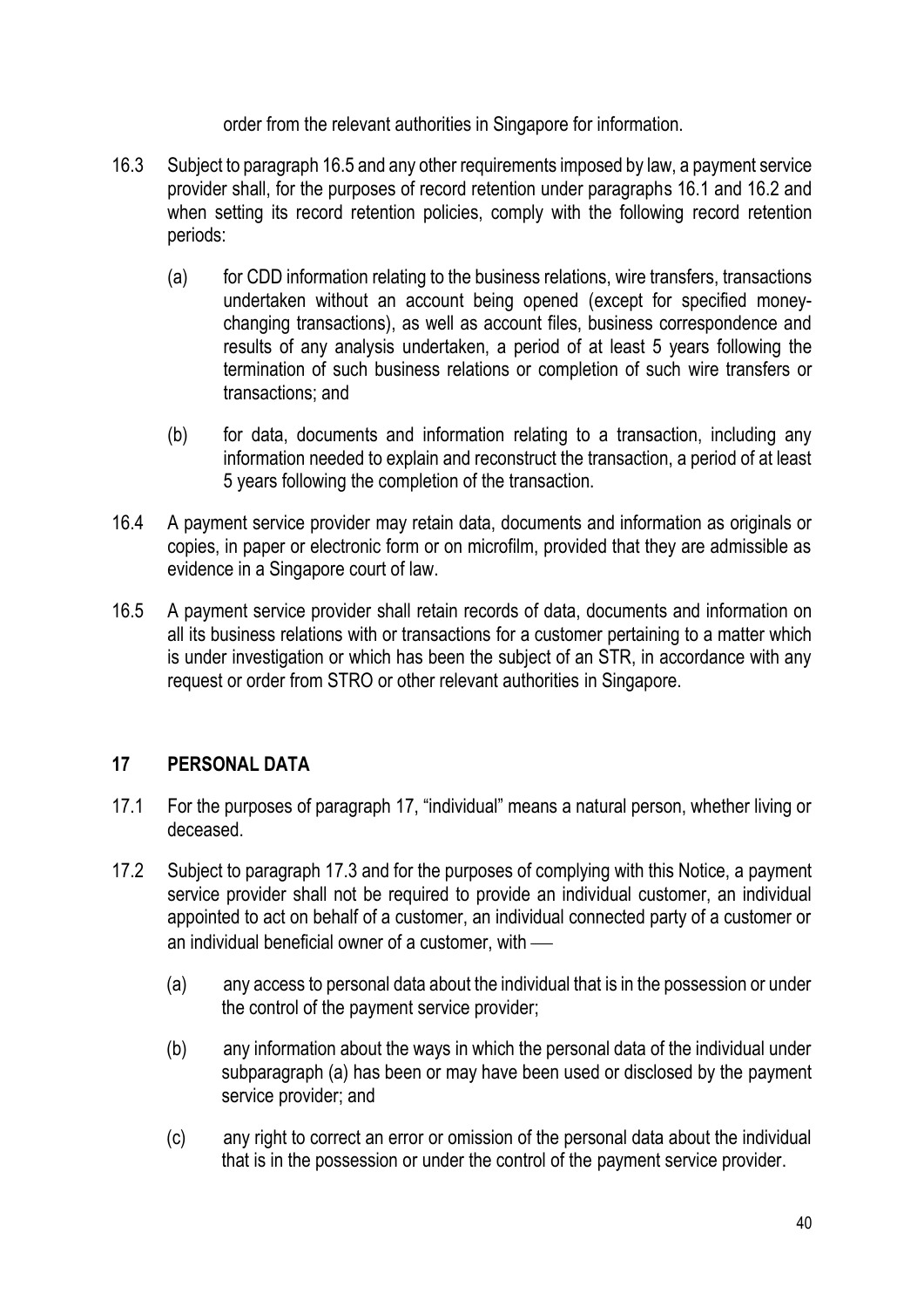order from the relevant authorities in Singapore for information.

16.3 Subject to paragraph 16.5 and any other requirements imposed by law, a payment service provider shall, for the purposes of record retention under paragraphs 16.1 and 16.2 and when setting its record retention policies, comply with the following record retention periods:

(a) for CDD information relating to the business relations, wire transfers, transactions undertaken without an account being opened (except for specified money-changing transactions), as well as account files, business correspondence and results of any analysis undertaken, a period of at least 5 years following the termination of such business relations or completion of such wire transfers or transactions; and

(b) for data, documents and information relating to a transaction, including any information needed to explain and reconstruct the transaction, a period of at least 5 years following the completion of the transaction.

16.4 A payment service provider may retain data, documents and information as originals or copies, in paper or electronic form or on microfilm, provided that they are admissible as evidence in a Singapore court of law.

16.5 A payment service provider shall retain records of data, documents and information on all its business relations with or transactions for a customer pertaining to a matter which is under investigation or which has been the subject of an STR, in accordance with any request or order from STRO or other relevant authorities in Singapore.

## 17 PERSONAL DATA

17.1 For the purposes of paragraph 17, "individual" means a natural person, whether living or deceased.

17.2 Subject to paragraph 17.3 and for the purposes of complying with this Notice, a payment service provider shall not be required to provide an individual customer, an individual appointed to act on behalf of a customer, an individual connected party of a customer or an individual beneficial owner of a customer, with —

(a) any access to personal data about the individual that is in the possession or under the control of the payment service provider;

(b) any information about the ways in which the personal data of the individual under subparagraph (a) has been or may have been used or disclosed by the payment service provider; and

(c) any right to correct an error or omission of the personal data about the individual that is in the possession or under the control of the payment service provider.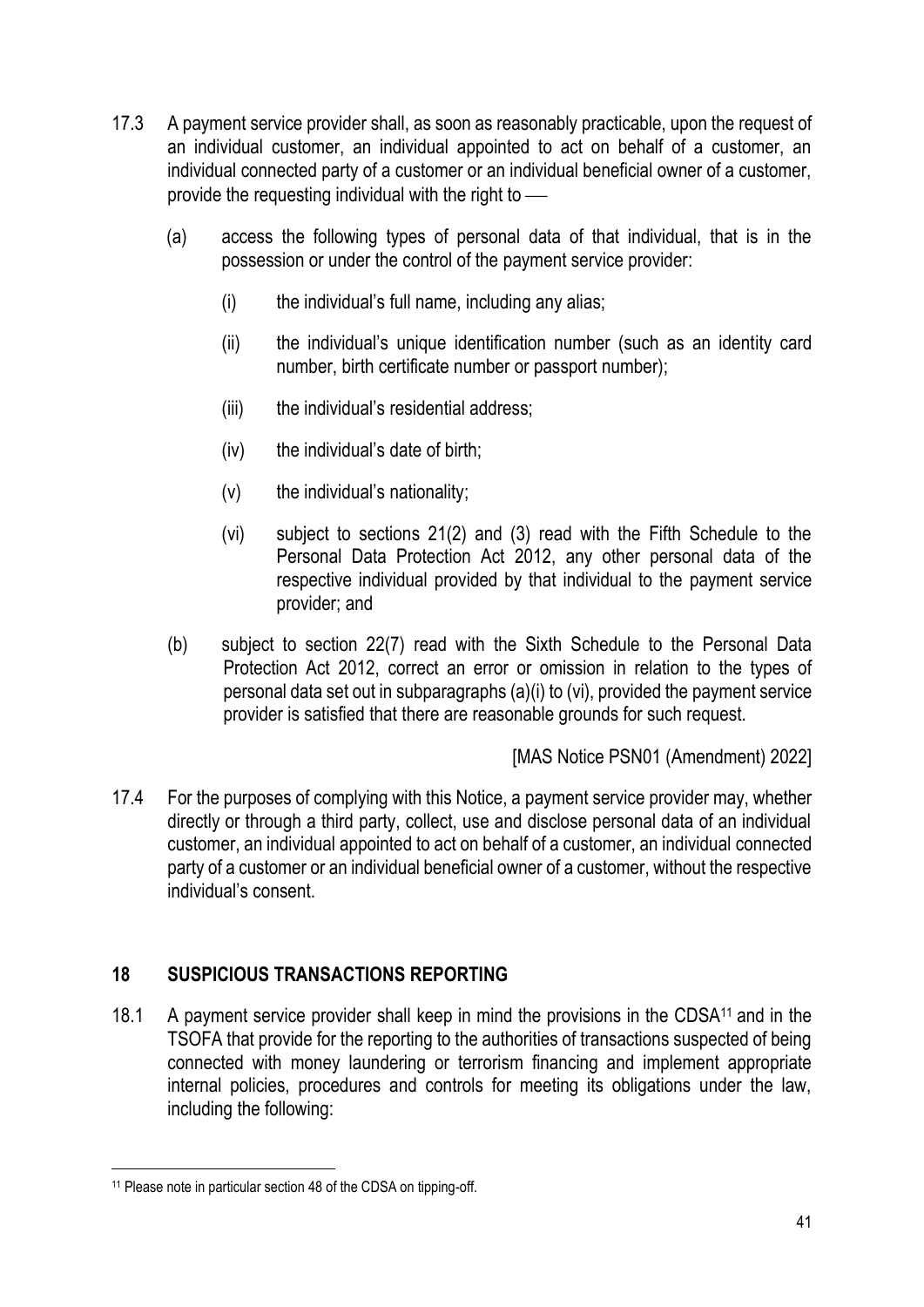17.3 A payment service provider shall, as soon as reasonably practicable, upon the request of an individual customer, an individual appointed to act on behalf of a customer, an individual connected party of a customer or an individual beneficial owner of a customer, provide the requesting individual with the right to —

(a) access the following types of personal data of that individual, that is in the possession or under the control of the payment service provider:

(i) the individual's full name, including any alias;

(ii) the individual's unique identification number (such as an identity card number, birth certificate number or passport number);

(iii) the individual's residential address;

(iv) the individual's date of birth;

(v) the individual's nationality;

(vi) subject to sections 21(2) and (3) read with the Fifth Schedule to the Personal Data Protection Act 2012, any other personal data of the respective individual provided by that individual to the payment service provider; and

(b) subject to section 22(7) read with the Sixth Schedule to the Personal Data Protection Act 2012, correct an error or omission in relation to the types of personal data set out in subparagraphs (a)(i) to (vi), provided the payment service provider is satisfied that there are reasonable grounds for such request.

[MAS Notice PSN01 (Amendment) 2022]

17.4 For the purposes of complying with this Notice, a payment service provider may, whether directly or through a third party, collect, use and disclose personal data of an individual customer, an individual appointed to act on behalf of a customer, an individual connected party of a customer or an individual beneficial owner of a customer, without the respective individual's consent.

## 18 SUSPICIOUS TRANSACTIONS REPORTING

18.1 A payment service provider shall keep in mind the provisions in the CDSA[11] and in the TSOFA that provide for the reporting to the authorities of transactions suspected of being connected with money laundering or terrorism financing and implement appropriate internal policies, procedures and controls for meeting its obligations under the law, including the following:

---

[11] Please note in particular section 48 of the CDSA on tipping-off.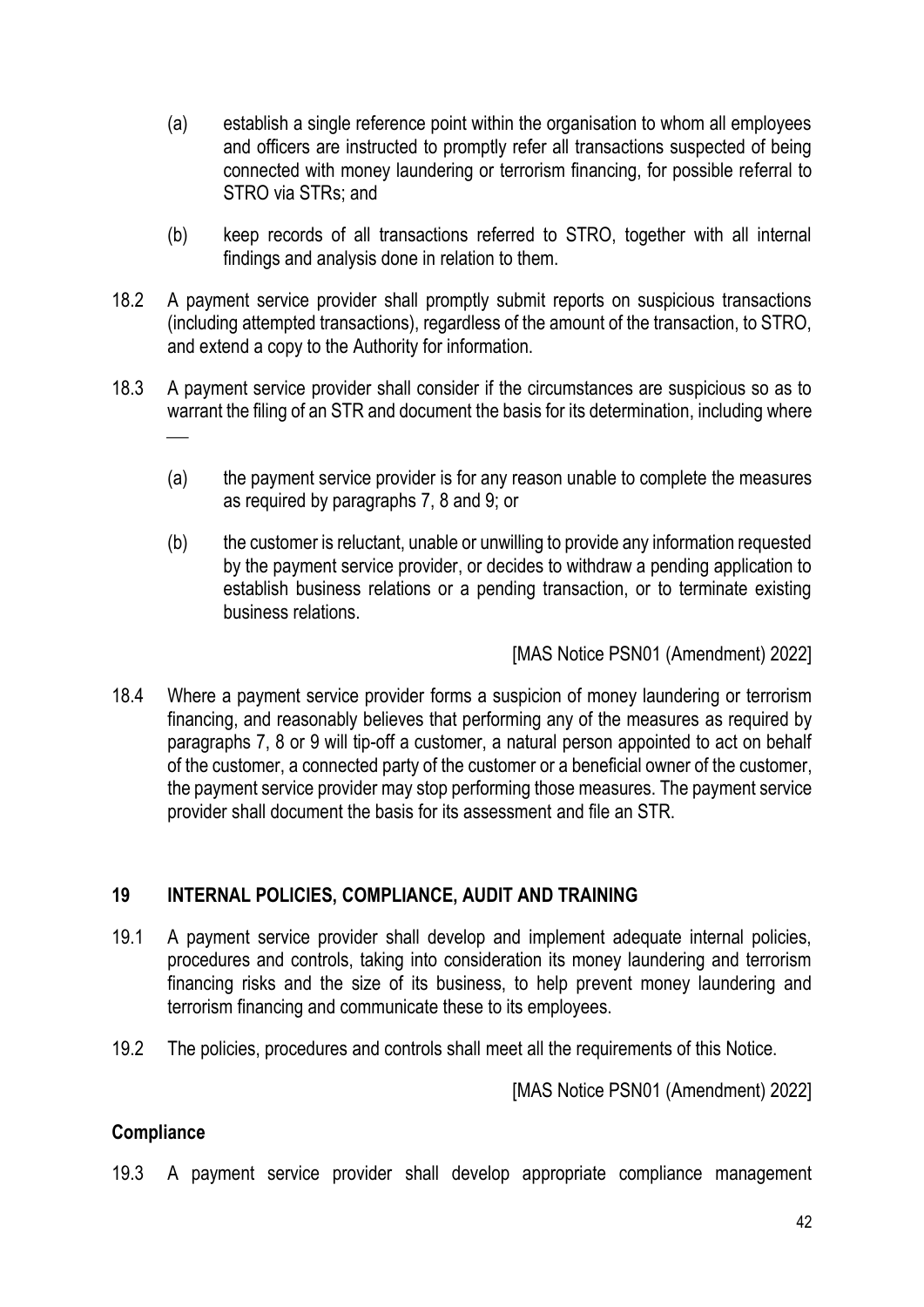(a) establish a single reference point within the organisation to whom all employees and officers are instructed to promptly refer all transactions suspected of being connected with money laundering or terrorism financing, for possible referral to STRO via STRs; and

(b) keep records of all transactions referred to STRO, together with all internal findings and analysis done in relation to them.

18.2 A payment service provider shall promptly submit reports on suspicious transactions (including attempted transactions), regardless of the amount of the transaction, to STRO, and extend a copy to the Authority for information.

18.3 A payment service provider shall consider if the circumstances are suspicious so as to warrant the filing of an STR and document the basis for its determination, including where —

(a) the payment service provider is for any reason unable to complete the measures as required by paragraphs 7, 8 and 9; or

(b) the customer is reluctant, unable or unwilling to provide any information requested by the payment service provider, or decides to withdraw a pending application to establish business relations or a pending transaction, or to terminate existing business relations.

[MAS Notice PSN01 (Amendment) 2022]

18.4 Where a payment service provider forms a suspicion of money laundering or terrorism financing, and reasonably believes that performing any of the measures as required by paragraphs 7, 8 or 9 will tip-off a customer, a natural person appointed to act on behalf of the customer, a connected party of the customer or a beneficial owner of the customer, the payment service provider may stop performing those measures. The payment service provider shall document the basis for its assessment and file an STR.

## 19 INTERNAL POLICIES, COMPLIANCE, AUDIT AND TRAINING

19.1 A payment service provider shall develop and implement adequate internal policies, procedures and controls, taking into consideration its money laundering and terrorism financing risks and the size of its business, to help prevent money laundering and terrorism financing and communicate these to its employees.

19.2 The policies, procedures and controls shall meet all the requirements of this Notice.

[MAS Notice PSN01 (Amendment) 2022]

### Compliance

19.3 A payment service provider shall develop appropriate compliance management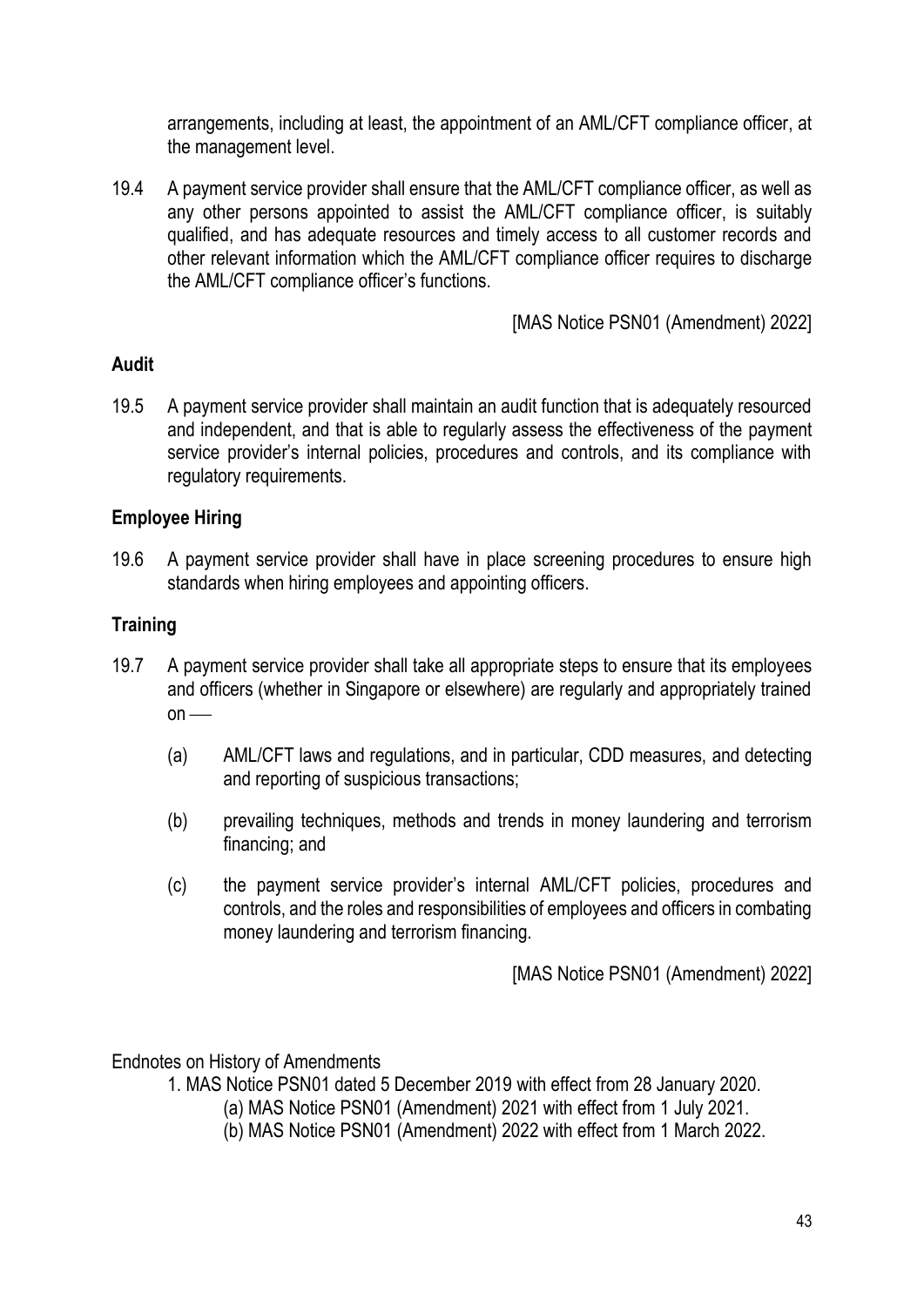arrangements, including at least, the appointment of an AML/CFT compliance officer, at the management level.

19.4 A payment service provider shall ensure that the AML/CFT compliance officer, as well as any other persons appointed to assist the AML/CFT compliance officer, is suitably qualified, and has adequate resources and timely access to all customer records and other relevant information which the AML/CFT compliance officer requires to discharge the AML/CFT compliance officer's functions.

[MAS Notice PSN01 (Amendment) 2022]

**Audit**

19.5 A payment service provider shall maintain an audit function that is adequately resourced and independent, and that is able to regularly assess the effectiveness of the payment service provider's internal policies, procedures and controls, and its compliance with regulatory requirements.

**Employee Hiring**

19.6 A payment service provider shall have in place screening procedures to ensure high standards when hiring employees and appointing officers.

**Training**

19.7 A payment service provider shall take all appropriate steps to ensure that its employees and officers (whether in Singapore or elsewhere) are regularly and appropriately trained on —

(a) AML/CFT laws and regulations, and in particular, CDD measures, and detecting and reporting of suspicious transactions;

(b) prevailing techniques, methods and trends in money laundering and terrorism financing; and

(c) the payment service provider's internal AML/CFT policies, procedures and controls, and the roles and responsibilities of employees and officers in combating money laundering and terrorism financing.

[MAS Notice PSN01 (Amendment) 2022]

Endnotes on History of Amendments

1. MAS Notice PSN01 dated 5 December 2019 with effect from 28 January 2020.
   (a) MAS Notice PSN01 (Amendment) 2021 with effect from 1 July 2021.
   (b) MAS Notice PSN01 (Amendment) 2022 with effect from 1 March 2022.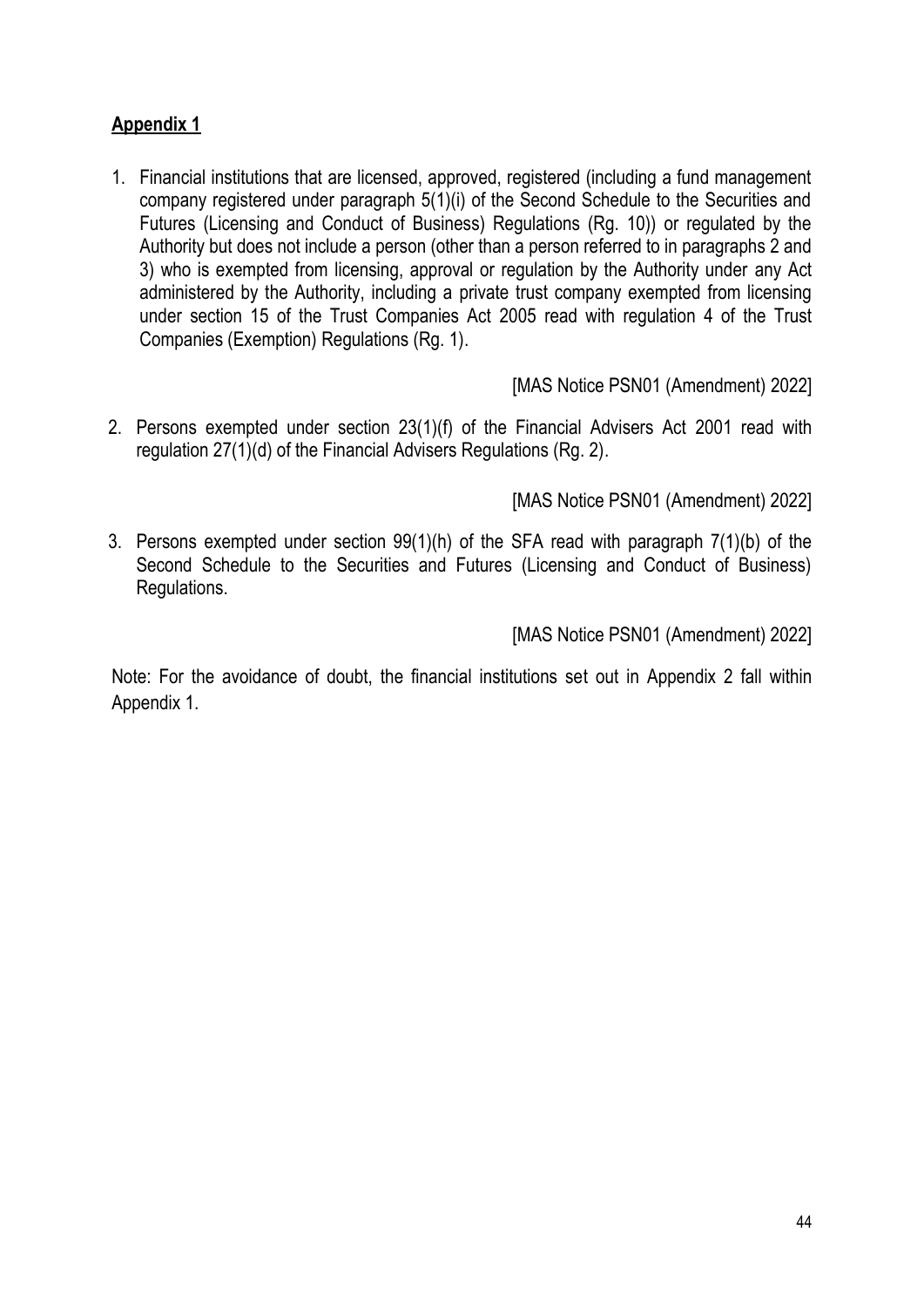**Appendix 1**

1. Financial institutions that are licensed, approved, registered (including a fund management company registered under paragraph 5(1)(i) of the Second Schedule to the Securities and Futures (Licensing and Conduct of Business) Regulations (Rg. 10)) or regulated by the Authority but does not include a person (other than a person referred to in paragraphs 2 and 3) who is exempted from licensing, approval or regulation by the Authority under any Act administered by the Authority, including a private trust company exempted from licensing under section 15 of the Trust Companies Act 2005 read with regulation 4 of the Trust Companies (Exemption) Regulations (Rg. 1).

   [MAS Notice PSN01 (Amendment) 2022]

2. Persons exempted under section 23(1)(f) of the Financial Advisers Act 2001 read with regulation 27(1)(d) of the Financial Advisers Regulations (Rg. 2).

   [MAS Notice PSN01 (Amendment) 2022]

3. Persons exempted under section 99(1)(h) of the SFA read with paragraph 7(1)(b) of the Second Schedule to the Securities and Futures (Licensing and Conduct of Business) Regulations.

   [MAS Notice PSN01 (Amendment) 2022]

Note: For the avoidance of doubt, the financial institutions set out in Appendix 2 fall within Appendix 1.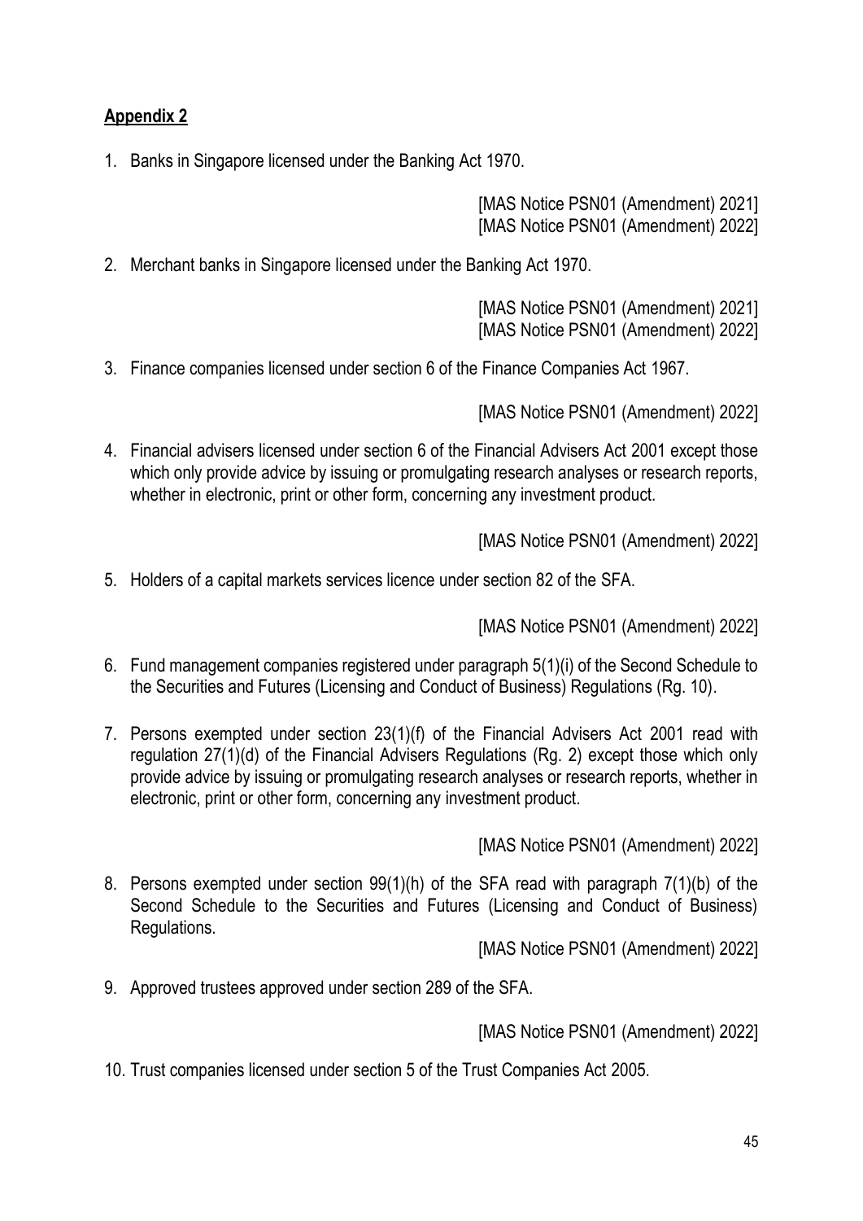**Appendix 2**

1. Banks in Singapore licensed under the Banking Act 1970.

   [MAS Notice PSN01 (Amendment) 2021]
   [MAS Notice PSN01 (Amendment) 2022]

2. Merchant banks in Singapore licensed under the Banking Act 1970.

   [MAS Notice PSN01 (Amendment) 2021]
   [MAS Notice PSN01 (Amendment) 2022]

3. Finance companies licensed under section 6 of the Finance Companies Act 1967.

   [MAS Notice PSN01 (Amendment) 2022]

4. Financial advisers licensed under section 6 of the Financial Advisers Act 2001 except those which only provide advice by issuing or promulgating research analyses or research reports, whether in electronic, print or other form, concerning any investment product.

   [MAS Notice PSN01 (Amendment) 2022]

5. Holders of a capital markets services licence under section 82 of the SFA.

   [MAS Notice PSN01 (Amendment) 2022]

6. Fund management companies registered under paragraph 5(1)(i) of the Second Schedule to the Securities and Futures (Licensing and Conduct of Business) Regulations (Rg. 10).

7. Persons exempted under section 23(1)(f) of the Financial Advisers Act 2001 read with regulation 27(1)(d) of the Financial Advisers Regulations (Rg. 2) except those which only provide advice by issuing or promulgating research analyses or research reports, whether in electronic, print or other form, concerning any investment product.

   [MAS Notice PSN01 (Amendment) 2022]

8. Persons exempted under section 99(1)(h) of the SFA read with paragraph 7(1)(b) of the Second Schedule to the Securities and Futures (Licensing and Conduct of Business) Regulations.

   [MAS Notice PSN01 (Amendment) 2022]

9. Approved trustees approved under section 289 of the SFA.

   [MAS Notice PSN01 (Amendment) 2022]

10. Trust companies licensed under section 5 of the Trust Companies Act 2005.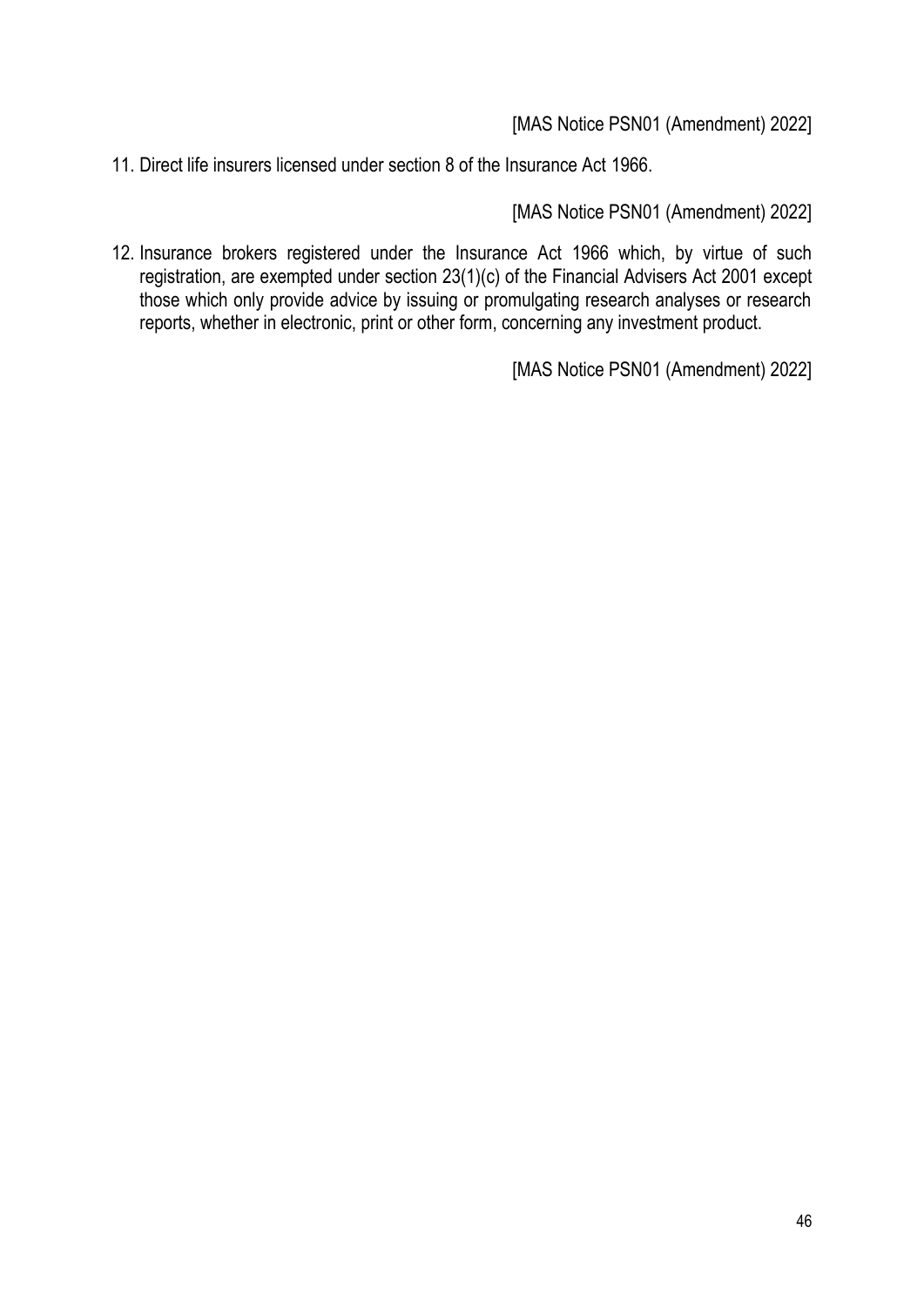[MAS Notice PSN01 (Amendment) 2022]

11. Direct life insurers licensed under section 8 of the Insurance Act 1966.

[MAS Notice PSN01 (Amendment) 2022]

12. Insurance brokers registered under the Insurance Act 1966 which, by virtue of such registration, are exempted under section 23(1)(c) of the Financial Advisers Act 2001 except those which only provide advice by issuing or promulgating research analyses or research reports, whether in electronic, print or other form, concerning any investment product.

[MAS Notice PSN01 (Amendment) 2022]